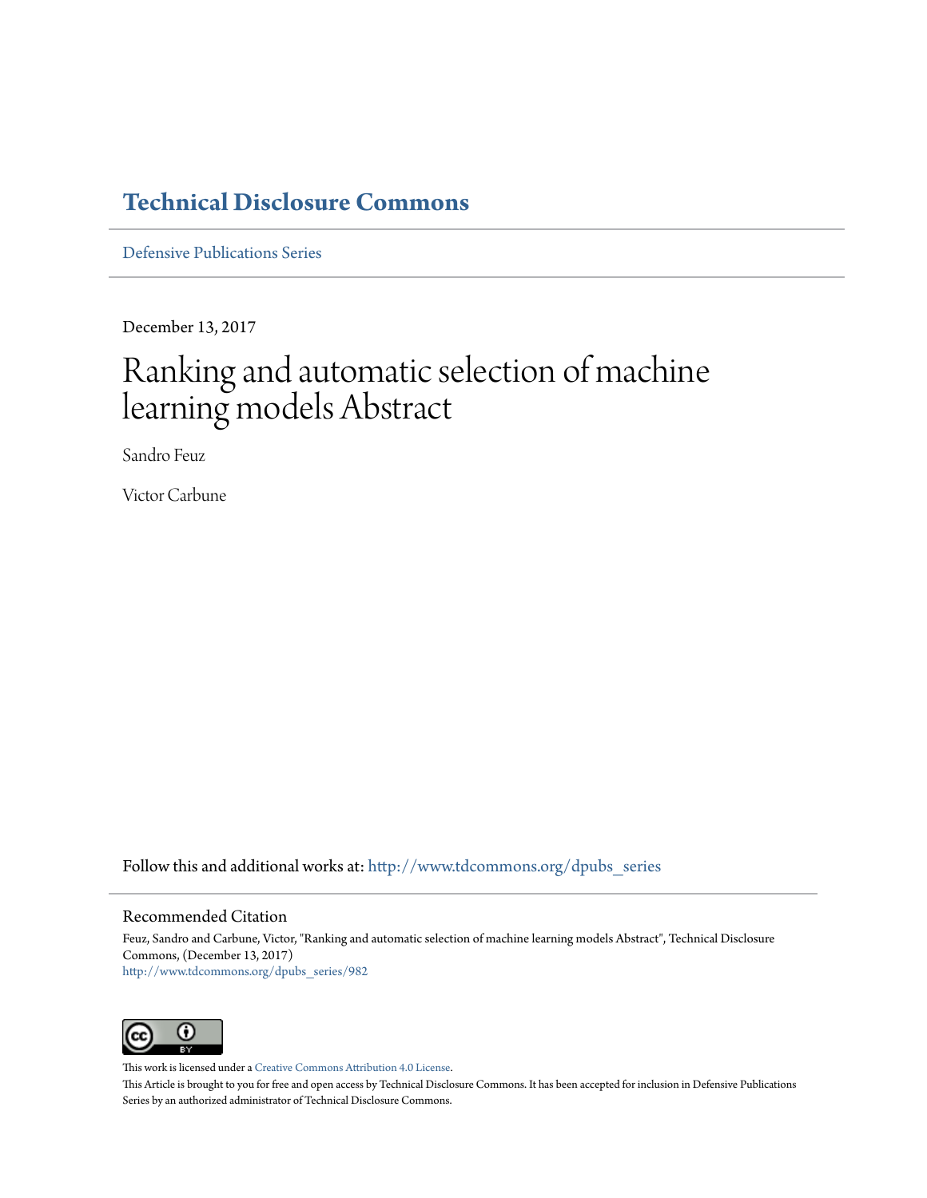# Technical Disclosure Commons

Defensive Publications Series

December 13, 2017

# Ranking and automatic selection of machine learning models Abstract

Sandro Feuz

Victor Carbune

Follow this and additional works at: http://www.tdcommons.org/dpubs_series

## Recommended Citation

Feuz, Sandro and Carbune, Victor, "Ranking and automatic selection of machine learning models Abstract", Technical Disclosure Commons, (December 13, 2017)
http://www.tdcommons.org/dpubs_series/982

This work is licensed under a Creative Commons Attribution 4.0 License.

This Article is brought to you for free and open access by Technical Disclosure Commons. It has been accepted for inclusion in Defensive Publications Series by an authorized administrator of Technical Disclosure Commons.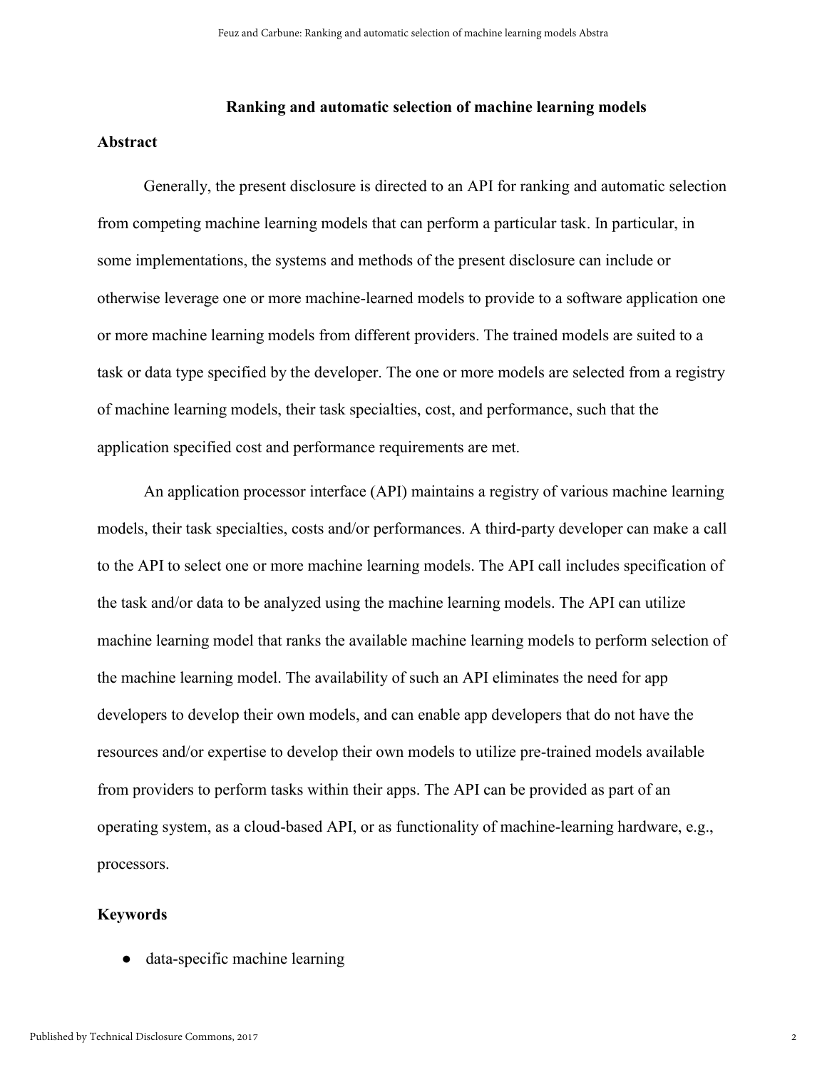## Ranking and automatic selection of machine learning models

### Abstract

Generally, the present disclosure is directed to an API for ranking and automatic selection from competing machine learning models that can perform a particular task. In particular, in some implementations, the systems and methods of the present disclosure can include or otherwise leverage one or more machine-learned models to provide to a software application one or more machine learning models from different providers. The trained models are suited to a task or data type specified by the developer. The one or more models are selected from a registry of machine learning models, their task specialties, cost, and performance, such that the application specified cost and performance requirements are met.

An application processor interface (API) maintains a registry of various machine learning models, their task specialties, costs and/or performances. A third-party developer can make a call to the API to select one or more machine learning models. The API call includes specification of the task and/or data to be analyzed using the machine learning models. The API can utilize machine learning model that ranks the available machine learning models to perform selection of the machine learning model. The availability of such an API eliminates the need for app developers to develop their own models, and can enable app developers that do not have the resources and/or expertise to develop their own models to utilize pre-trained models available from providers to perform tasks within their apps. The API can be provided as part of an operating system, as a cloud-based API, or as functionality of machine-learning hardware, e.g., processors.

### Keywords

- data-specific machine learning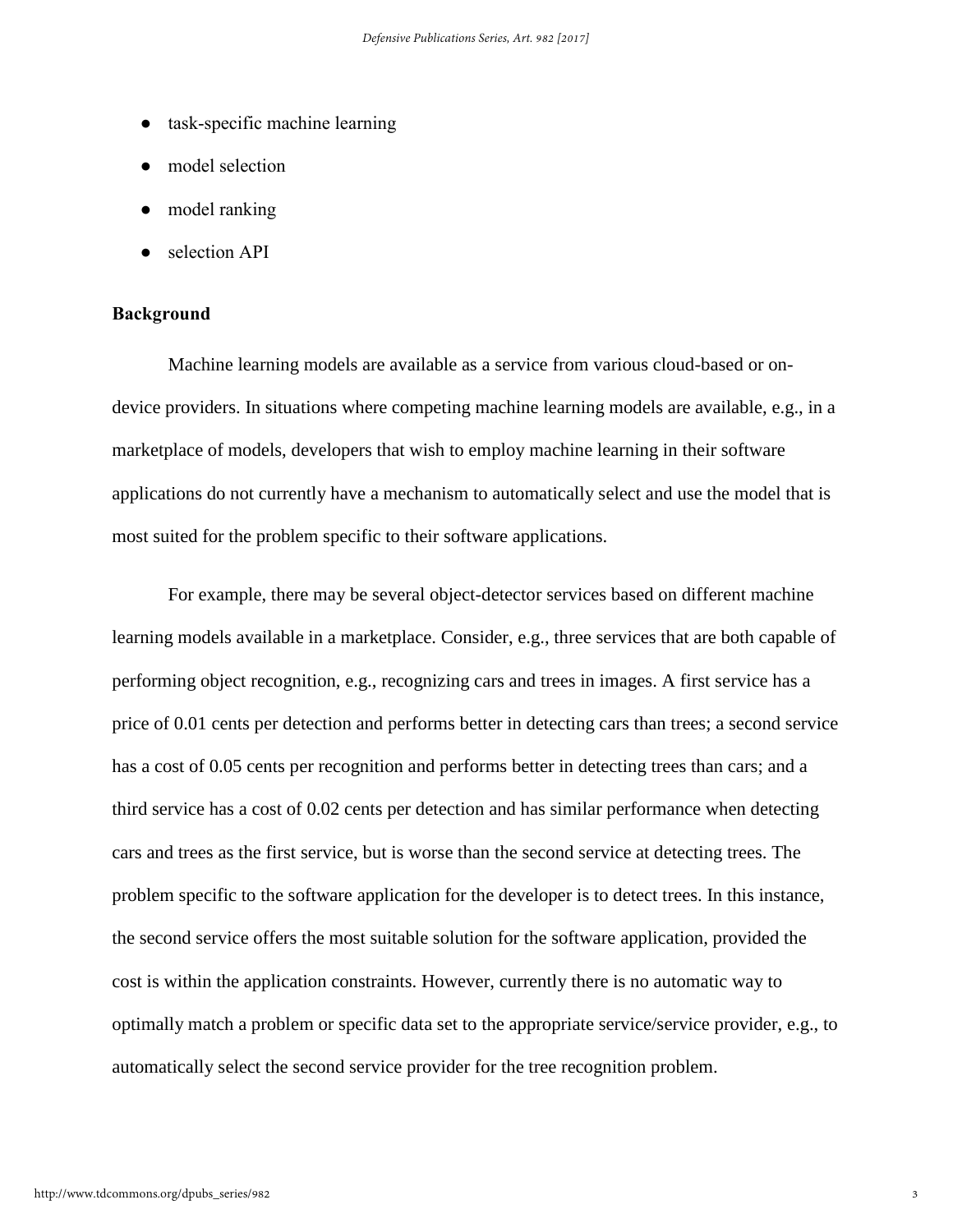- task-specific machine learning
- model selection
- model ranking
- selection API

**Background**

Machine learning models are available as a service from various cloud-based or on-device providers. In situations where competing machine learning models are available, e.g., in a marketplace of models, developers that wish to employ machine learning in their software applications do not currently have a mechanism to automatically select and use the model that is most suited for the problem specific to their software applications.

For example, there may be several object-detector services based on different machine learning models available in a marketplace. Consider, e.g., three services that are both capable of performing object recognition, e.g., recognizing cars and trees in images. A first service has a price of 0.01 cents per detection and performs better in detecting cars than trees; a second service has a cost of 0.05 cents per recognition and performs better in detecting trees than cars; and a third service has a cost of 0.02 cents per detection and has similar performance when detecting cars and trees as the first service, but is worse than the second service at detecting trees. The problem specific to the software application for the developer is to detect trees. In this instance, the second service offers the most suitable solution for the software application, provided the cost is within the application constraints. However, currently there is no automatic way to optimally match a problem or specific data set to the appropriate service/service provider, e.g., to automatically select the second service provider for the tree recognition problem.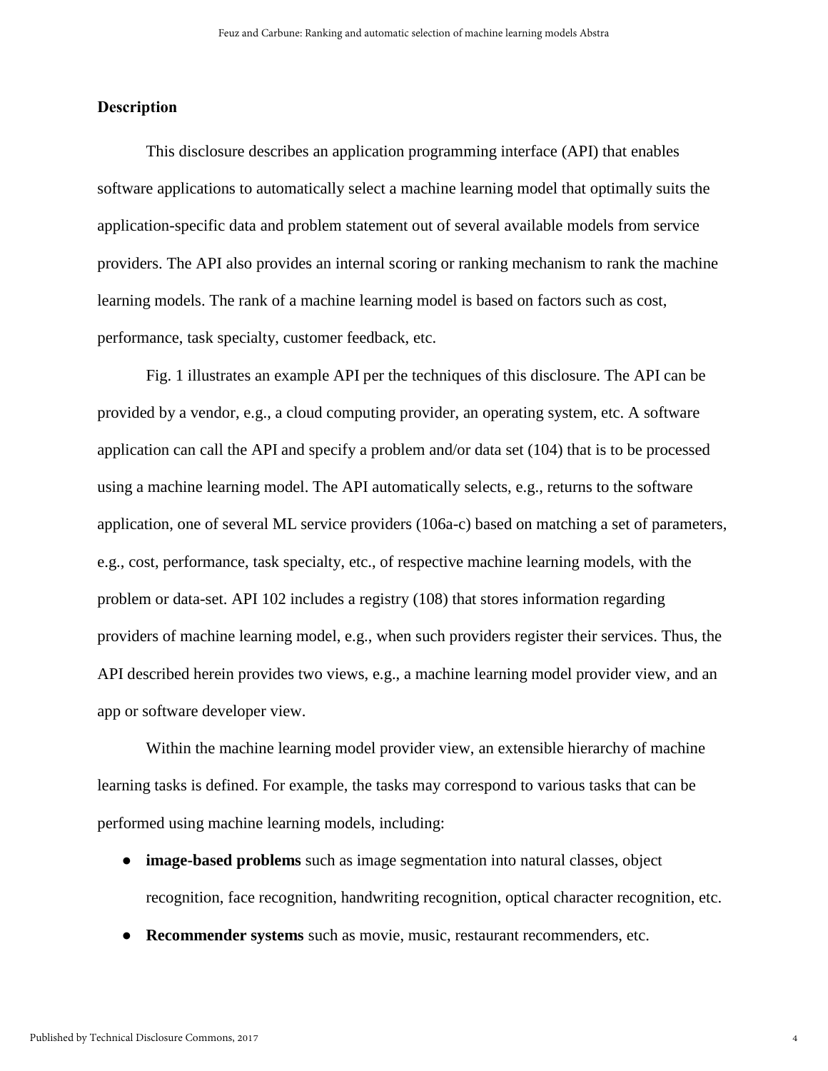## Description

This disclosure describes an application programming interface (API) that enables software applications to automatically select a machine learning model that optimally suits the application-specific data and problem statement out of several available models from service providers. The API also provides an internal scoring or ranking mechanism to rank the machine learning models. The rank of a machine learning model is based on factors such as cost, performance, task specialty, customer feedback, etc.

Fig. 1 illustrates an example API per the techniques of this disclosure. The API can be provided by a vendor, e.g., a cloud computing provider, an operating system, etc. A software application can call the API and specify a problem and/or data set (104) that is to be processed using a machine learning model. The API automatically selects, e.g., returns to the software application, one of several ML service providers (106a-c) based on matching a set of parameters, e.g., cost, performance, task specialty, etc., of respective machine learning models, with the problem or data-set. API 102 includes a registry (108) that stores information regarding providers of machine learning model, e.g., when such providers register their services. Thus, the API described herein provides two views, e.g., a machine learning model provider view, and an app or software developer view.

Within the machine learning model provider view, an extensible hierarchy of machine learning tasks is defined. For example, the tasks may correspond to various tasks that can be performed using machine learning models, including:

- **image-based problems** such as image segmentation into natural classes, object recognition, face recognition, handwriting recognition, optical character recognition, etc.
- **Recommender systems** such as movie, music, restaurant recommenders, etc.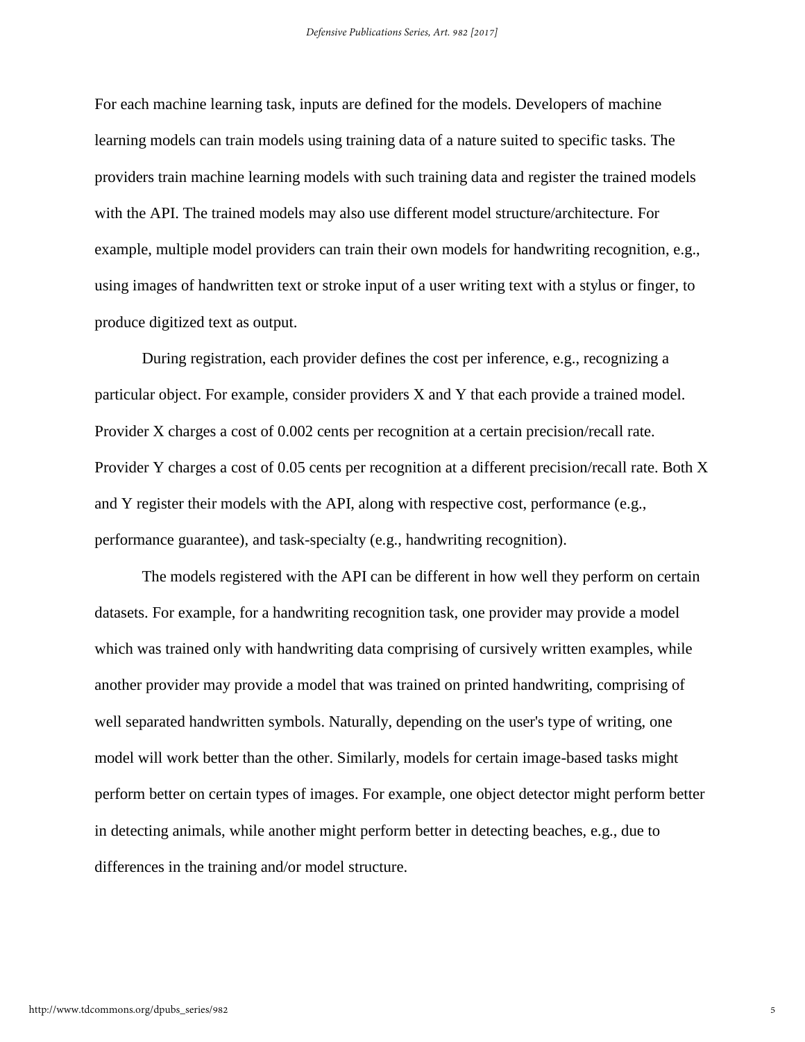For each machine learning task, inputs are defined for the models. Developers of machine learning models can train models using training data of a nature suited to specific tasks. The providers train machine learning models with such training data and register the trained models with the API. The trained models may also use different model structure/architecture. For example, multiple model providers can train their own models for handwriting recognition, e.g., using images of handwritten text or stroke input of a user writing text with a stylus or finger, to produce digitized text as output.

During registration, each provider defines the cost per inference, e.g., recognizing a particular object. For example, consider providers X and Y that each provide a trained model. Provider X charges a cost of 0.002 cents per recognition at a certain precision/recall rate. Provider Y charges a cost of 0.05 cents per recognition at a different precision/recall rate. Both X and Y register their models with the API, along with respective cost, performance (e.g., performance guarantee), and task-specialty (e.g., handwriting recognition).

The models registered with the API can be different in how well they perform on certain datasets. For example, for a handwriting recognition task, one provider may provide a model which was trained only with handwriting data comprising of cursively written examples, while another provider may provide a model that was trained on printed handwriting, comprising of well separated handwritten symbols. Naturally, depending on the user's type of writing, one model will work better than the other. Similarly, models for certain image-based tasks might perform better on certain types of images. For example, one object detector might perform better in detecting animals, while another might perform better in detecting beaches, e.g., due to differences in the training and/or model structure.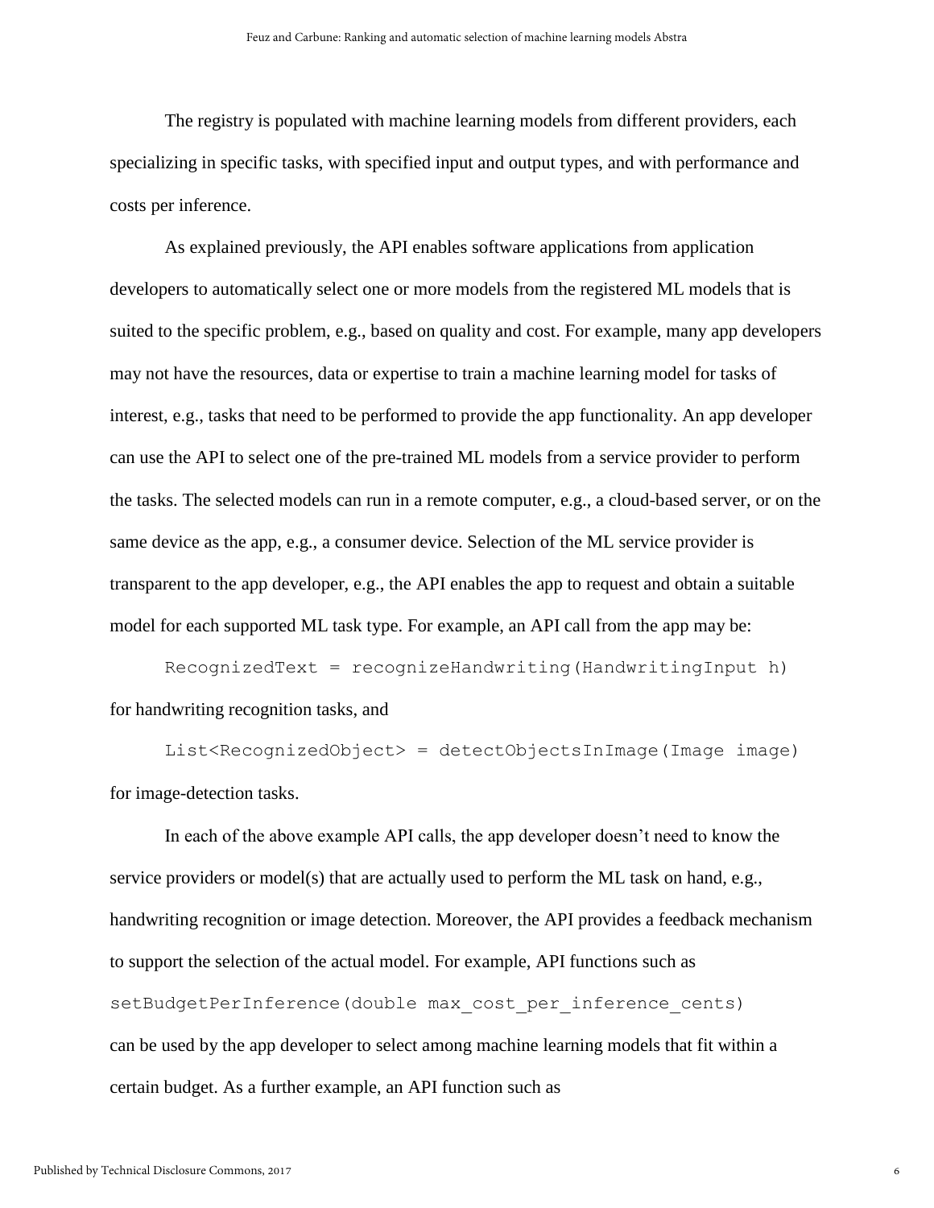The registry is populated with machine learning models from different providers, each specializing in specific tasks, with specified input and output types, and with performance and costs per inference.

As explained previously, the API enables software applications from application developers to automatically select one or more models from the registered ML models that is suited to the specific problem, e.g., based on quality and cost. For example, many app developers may not have the resources, data or expertise to train a machine learning model for tasks of interest, e.g., tasks that need to be performed to provide the app functionality. An app developer can use the API to select one of the pre-trained ML models from a service provider to perform the tasks. The selected models can run in a remote computer, e.g., a cloud-based server, or on the same device as the app, e.g., a consumer device. Selection of the ML service provider is transparent to the app developer, e.g., the API enables the app to request and obtain a suitable model for each supported ML task type. For example, an API call from the app may be:

```
RecognizedText = recognizeHandwriting(HandwritingInput h)
```

for handwriting recognition tasks, and

```
List<RecognizedObject> = detectObjectsInImage(Image image)
```

for image-detection tasks.

In each of the above example API calls, the app developer doesn't need to know the service providers or model(s) that are actually used to perform the ML task on hand, e.g., handwriting recognition or image detection. Moreover, the API provides a feedback mechanism to support the selection of the actual model. For example, API functions such as

```
setBudgetPerInference(double max_cost_per_inference_cents)
```

can be used by the app developer to select among machine learning models that fit within a certain budget. As a further example, an API function such as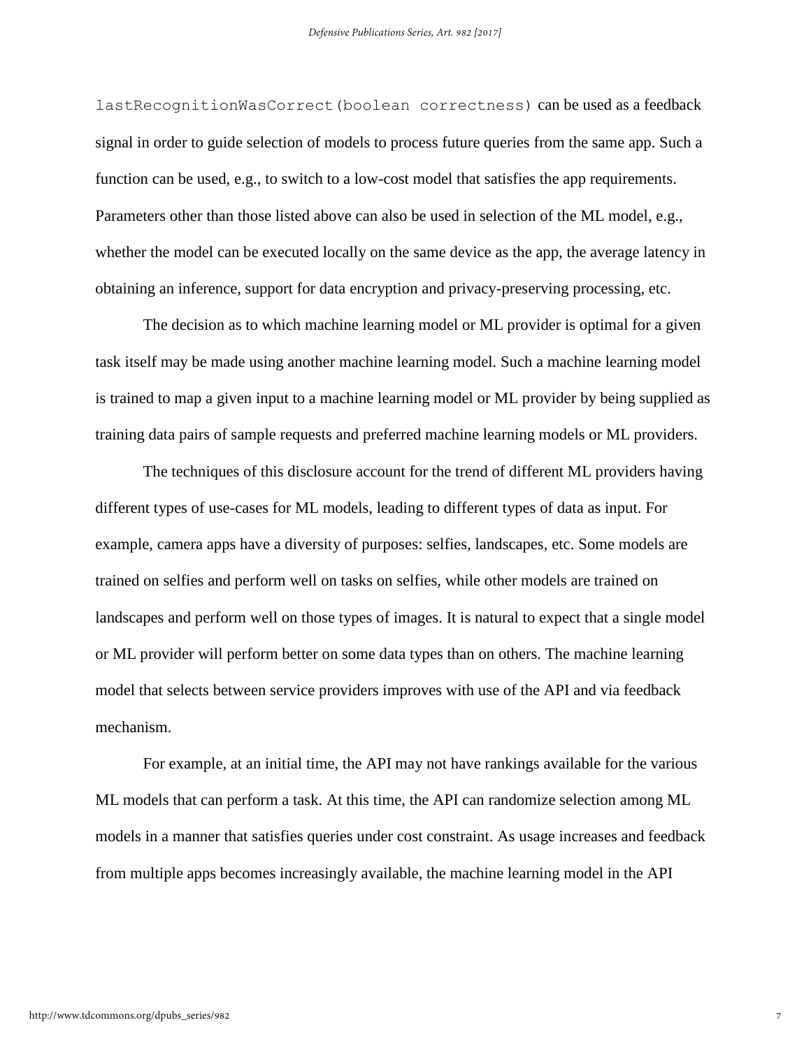`lastRecognitionWasCorrect(boolean correctness)` can be used as a feedback signal in order to guide selection of models to process future queries from the same app. Such a function can be used, e.g., to switch to a low-cost model that satisfies the app requirements. Parameters other than those listed above can also be used in selection of the ML model, e.g., whether the model can be executed locally on the same device as the app, the average latency in obtaining an inference, support for data encryption and privacy-preserving processing, etc.

The decision as to which machine learning model or ML provider is optimal for a given task itself may be made using another machine learning model. Such a machine learning model is trained to map a given input to a machine learning model or ML provider by being supplied as training data pairs of sample requests and preferred machine learning models or ML providers.

The techniques of this disclosure account for the trend of different ML providers having different types of use-cases for ML models, leading to different types of data as input. For example, camera apps have a diversity of purposes: selfies, landscapes, etc. Some models are trained on selfies and perform well on tasks on selfies, while other models are trained on landscapes and perform well on those types of images. It is natural to expect that a single model or ML provider will perform better on some data types than on others. The machine learning model that selects between service providers improves with use of the API and via feedback mechanism.

For example, at an initial time, the API may not have rankings available for the various ML models that can perform a task. At this time, the API can randomize selection among ML models in a manner that satisfies queries under cost constraint. As usage increases and feedback from multiple apps becomes increasingly available, the machine learning model in the API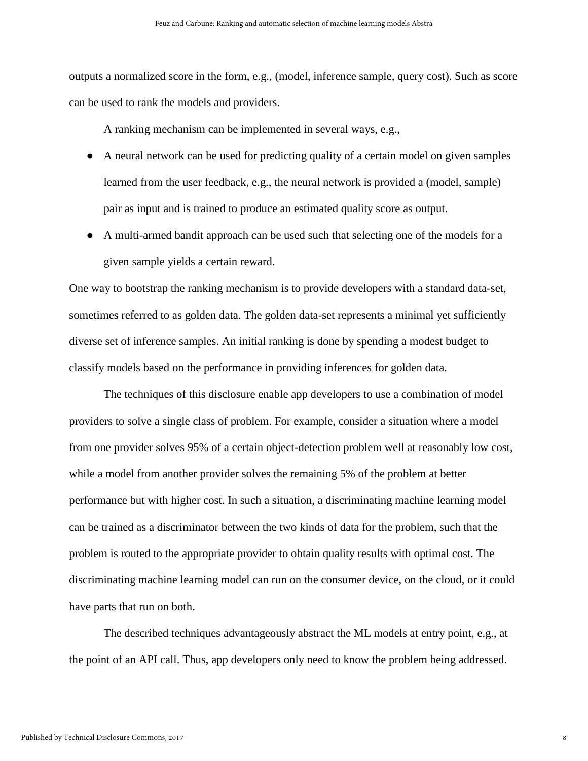outputs a normalized score in the form, e.g., (model, inference sample, query cost). Such as score can be used to rank the models and providers.

A ranking mechanism can be implemented in several ways, e.g.,

- A neural network can be used for predicting quality of a certain model on given samples learned from the user feedback, e.g., the neural network is provided a (model, sample) pair as input and is trained to produce an estimated quality score as output.
- A multi-armed bandit approach can be used such that selecting one of the models for a given sample yields a certain reward.

One way to bootstrap the ranking mechanism is to provide developers with a standard data-set, sometimes referred to as golden data. The golden data-set represents a minimal yet sufficiently diverse set of inference samples. An initial ranking is done by spending a modest budget to classify models based on the performance in providing inferences for golden data.

The techniques of this disclosure enable app developers to use a combination of model providers to solve a single class of problem. For example, consider a situation where a model from one provider solves 95% of a certain object-detection problem well at reasonably low cost, while a model from another provider solves the remaining 5% of the problem at better performance but with higher cost. In such a situation, a discriminating machine learning model can be trained as a discriminator between the two kinds of data for the problem, such that the problem is routed to the appropriate provider to obtain quality results with optimal cost. The discriminating machine learning model can run on the consumer device, on the cloud, or it could have parts that run on both.

The described techniques advantageously abstract the ML models at entry point, e.g., at the point of an API call. Thus, app developers only need to know the problem being addressed.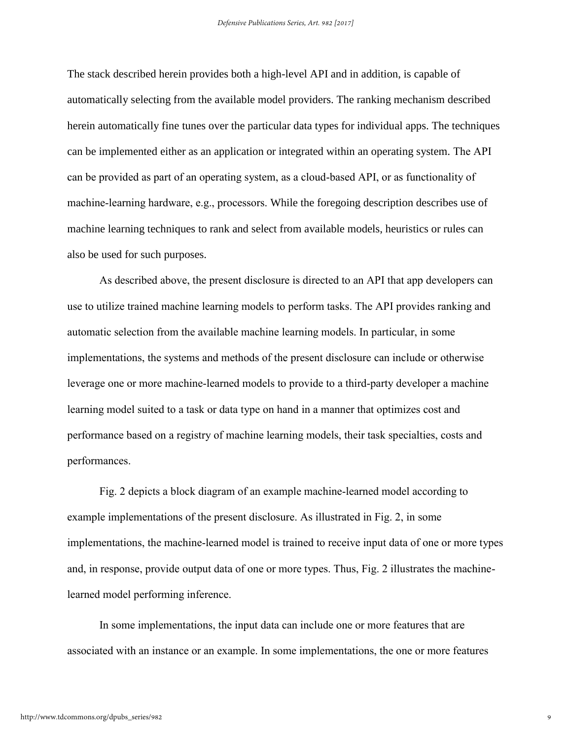The stack described herein provides both a high-level API and in addition, is capable of automatically selecting from the available model providers. The ranking mechanism described herein automatically fine tunes over the particular data types for individual apps. The techniques can be implemented either as an application or integrated within an operating system. The API can be provided as part of an operating system, as a cloud-based API, or as functionality of machine-learning hardware, e.g., processors. While the foregoing description describes use of machine learning techniques to rank and select from available models, heuristics or rules can also be used for such purposes.

As described above, the present disclosure is directed to an API that app developers can use to utilize trained machine learning models to perform tasks. The API provides ranking and automatic selection from the available machine learning models. In particular, in some implementations, the systems and methods of the present disclosure can include or otherwise leverage one or more machine-learned models to provide to a third-party developer a machine learning model suited to a task or data type on hand in a manner that optimizes cost and performance based on a registry of machine learning models, their task specialties, costs and performances.

Fig. 2 depicts a block diagram of an example machine-learned model according to example implementations of the present disclosure. As illustrated in Fig. 2, in some implementations, the machine-learned model is trained to receive input data of one or more types and, in response, provide output data of one or more types. Thus, Fig. 2 illustrates the machine-learned model performing inference.

In some implementations, the input data can include one or more features that are associated with an instance or an example. In some implementations, the one or more features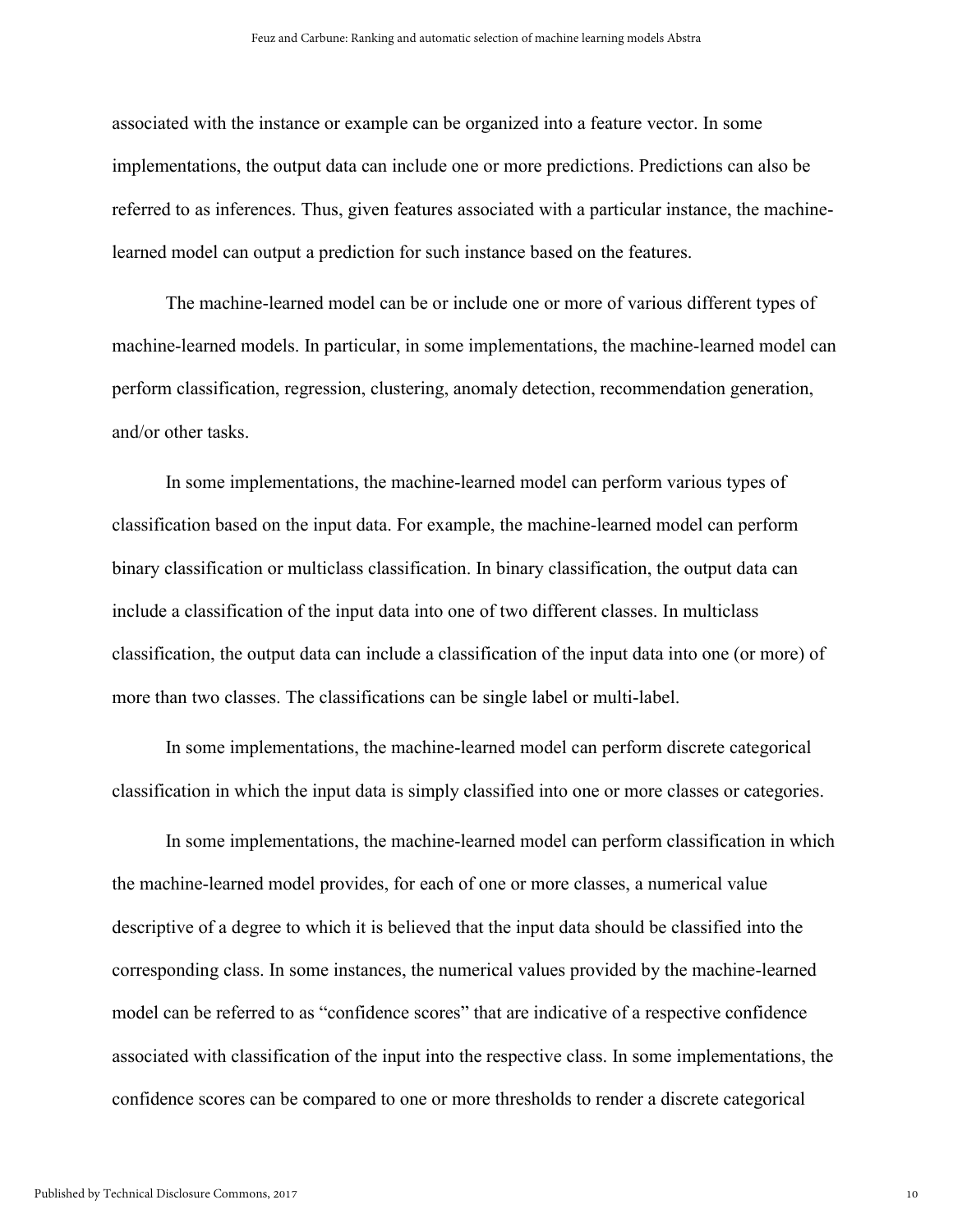associated with the instance or example can be organized into a feature vector. In some implementations, the output data can include one or more predictions. Predictions can also be referred to as inferences. Thus, given features associated with a particular instance, the machine-learned model can output a prediction for such instance based on the features.

The machine-learned model can be or include one or more of various different types of machine-learned models. In particular, in some implementations, the machine-learned model can perform classification, regression, clustering, anomaly detection, recommendation generation, and/or other tasks.

In some implementations, the machine-learned model can perform various types of classification based on the input data. For example, the machine-learned model can perform binary classification or multiclass classification. In binary classification, the output data can include a classification of the input data into one of two different classes. In multiclass classification, the output data can include a classification of the input data into one (or more) of more than two classes. The classifications can be single label or multi-label.

In some implementations, the machine-learned model can perform discrete categorical classification in which the input data is simply classified into one or more classes or categories.

In some implementations, the machine-learned model can perform classification in which the machine-learned model provides, for each of one or more classes, a numerical value descriptive of a degree to which it is believed that the input data should be classified into the corresponding class. In some instances, the numerical values provided by the machine-learned model can be referred to as "confidence scores" that are indicative of a respective confidence associated with classification of the input into the respective class. In some implementations, the confidence scores can be compared to one or more thresholds to render a discrete categorical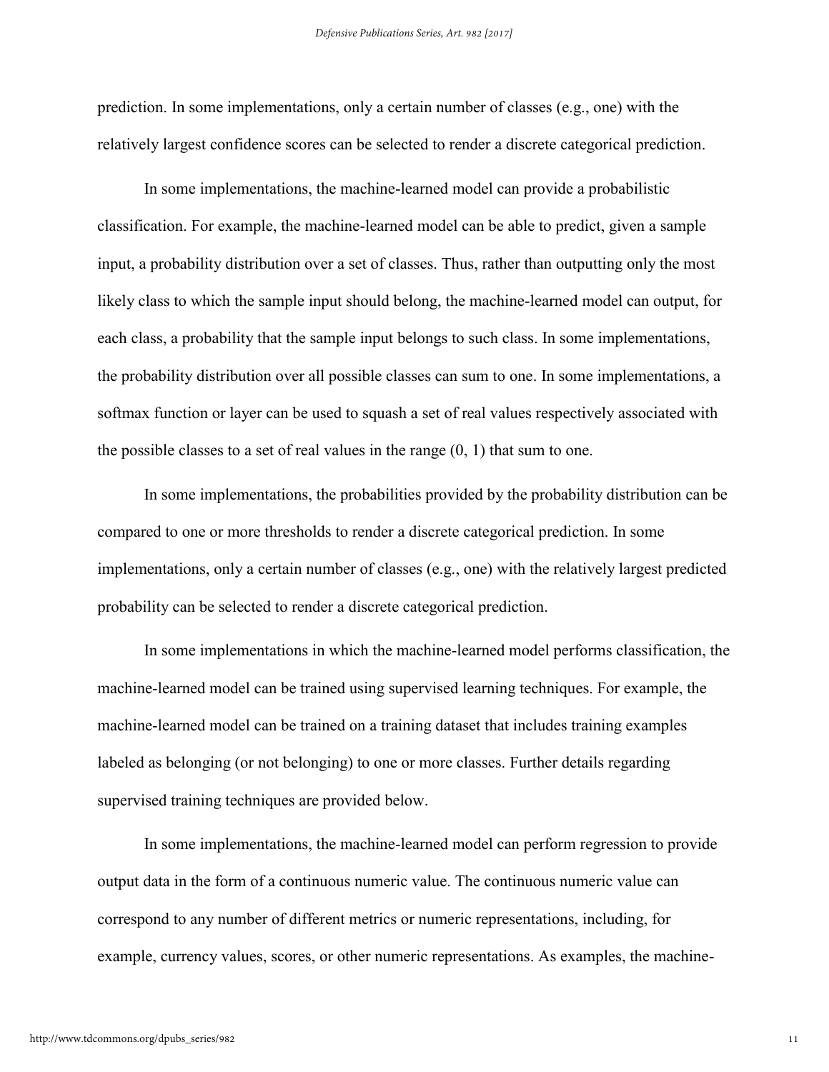prediction. In some implementations, only a certain number of classes (e.g., one) with the relatively largest confidence scores can be selected to render a discrete categorical prediction.

In some implementations, the machine-learned model can provide a probabilistic classification. For example, the machine-learned model can be able to predict, given a sample input, a probability distribution over a set of classes. Thus, rather than outputting only the most likely class to which the sample input should belong, the machine-learned model can output, for each class, a probability that the sample input belongs to such class. In some implementations, the probability distribution over all possible classes can sum to one. In some implementations, a softmax function or layer can be used to squash a set of real values respectively associated with the possible classes to a set of real values in the range (0, 1) that sum to one.

In some implementations, the probabilities provided by the probability distribution can be compared to one or more thresholds to render a discrete categorical prediction. In some implementations, only a certain number of classes (e.g., one) with the relatively largest predicted probability can be selected to render a discrete categorical prediction.

In some implementations in which the machine-learned model performs classification, the machine-learned model can be trained using supervised learning techniques. For example, the machine-learned model can be trained on a training dataset that includes training examples labeled as belonging (or not belonging) to one or more classes. Further details regarding supervised training techniques are provided below.

In some implementations, the machine-learned model can perform regression to provide output data in the form of a continuous numeric value. The continuous numeric value can correspond to any number of different metrics or numeric representations, including, for example, currency values, scores, or other numeric representations. As examples, the machine-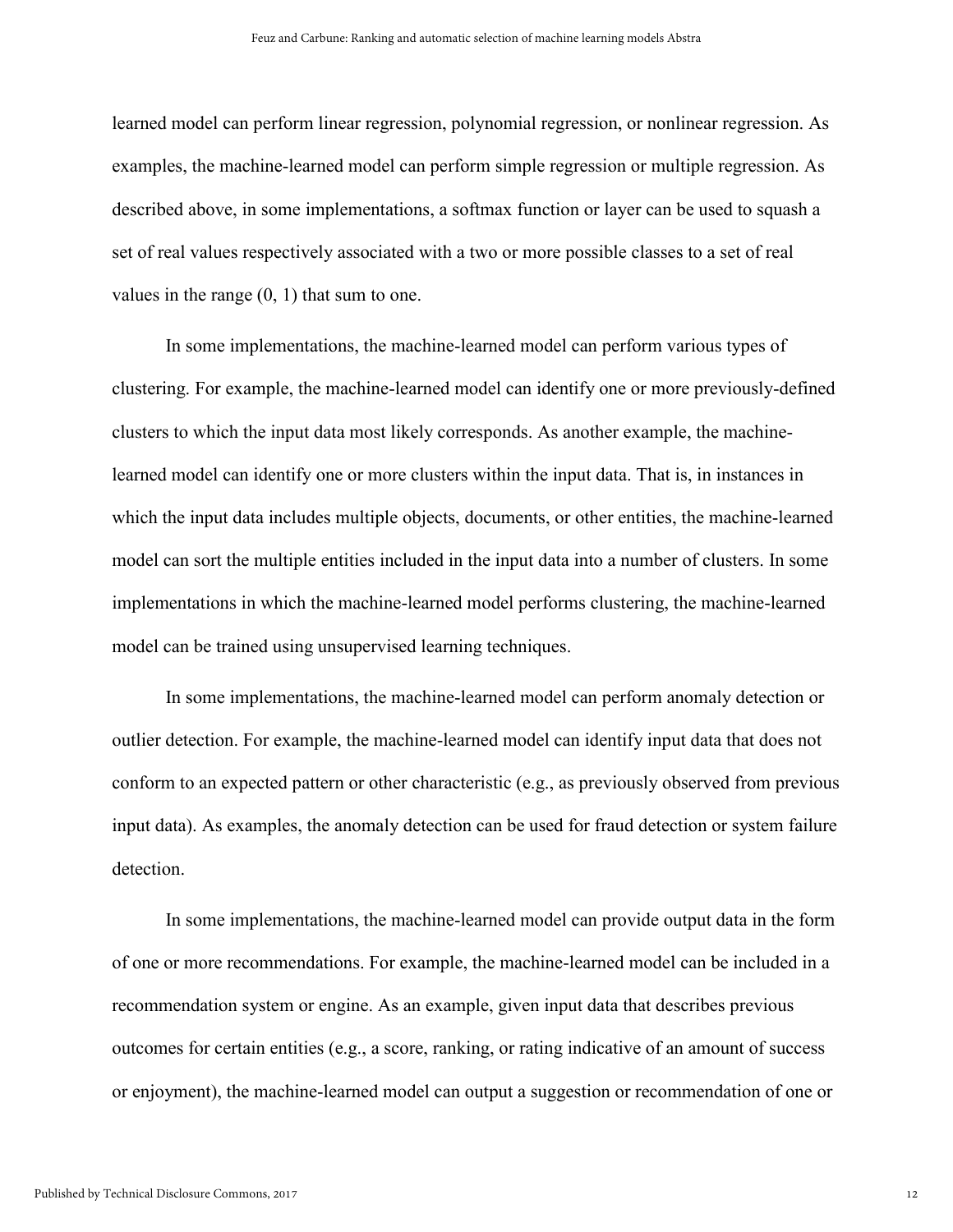learned model can perform linear regression, polynomial regression, or nonlinear regression. As examples, the machine-learned model can perform simple regression or multiple regression. As described above, in some implementations, a softmax function or layer can be used to squash a set of real values respectively associated with a two or more possible classes to a set of real values in the range (0, 1) that sum to one.

In some implementations, the machine-learned model can perform various types of clustering. For example, the machine-learned model can identify one or more previously-defined clusters to which the input data most likely corresponds. As another example, the machine-learned model can identify one or more clusters within the input data. That is, in instances in which the input data includes multiple objects, documents, or other entities, the machine-learned model can sort the multiple entities included in the input data into a number of clusters. In some implementations in which the machine-learned model performs clustering, the machine-learned model can be trained using unsupervised learning techniques.

In some implementations, the machine-learned model can perform anomaly detection or outlier detection. For example, the machine-learned model can identify input data that does not conform to an expected pattern or other characteristic (e.g., as previously observed from previous input data). As examples, the anomaly detection can be used for fraud detection or system failure detection.

In some implementations, the machine-learned model can provide output data in the form of one or more recommendations. For example, the machine-learned model can be included in a recommendation system or engine. As an example, given input data that describes previous outcomes for certain entities (e.g., a score, ranking, or rating indicative of an amount of success or enjoyment), the machine-learned model can output a suggestion or recommendation of one or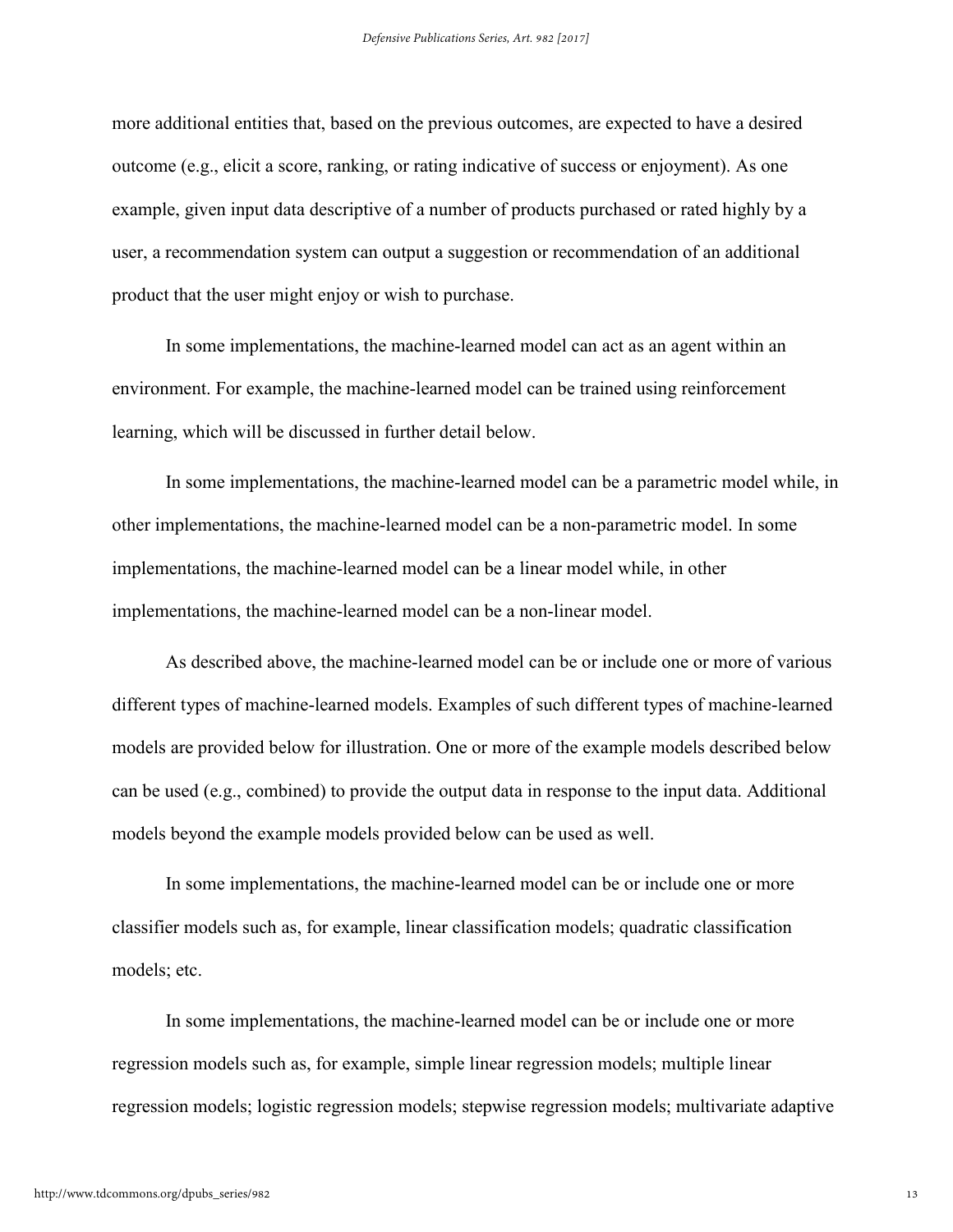more additional entities that, based on the previous outcomes, are expected to have a desired outcome (e.g., elicit a score, ranking, or rating indicative of success or enjoyment). As one example, given input data descriptive of a number of products purchased or rated highly by a user, a recommendation system can output a suggestion or recommendation of an additional product that the user might enjoy or wish to purchase.

In some implementations, the machine-learned model can act as an agent within an environment. For example, the machine-learned model can be trained using reinforcement learning, which will be discussed in further detail below.

In some implementations, the machine-learned model can be a parametric model while, in other implementations, the machine-learned model can be a non-parametric model. In some implementations, the machine-learned model can be a linear model while, in other implementations, the machine-learned model can be a non-linear model.

As described above, the machine-learned model can be or include one or more of various different types of machine-learned models. Examples of such different types of machine-learned models are provided below for illustration. One or more of the example models described below can be used (e.g., combined) to provide the output data in response to the input data. Additional models beyond the example models provided below can be used as well.

In some implementations, the machine-learned model can be or include one or more classifier models such as, for example, linear classification models; quadratic classification models; etc.

In some implementations, the machine-learned model can be or include one or more regression models such as, for example, simple linear regression models; multiple linear regression models; logistic regression models; stepwise regression models; multivariate adaptive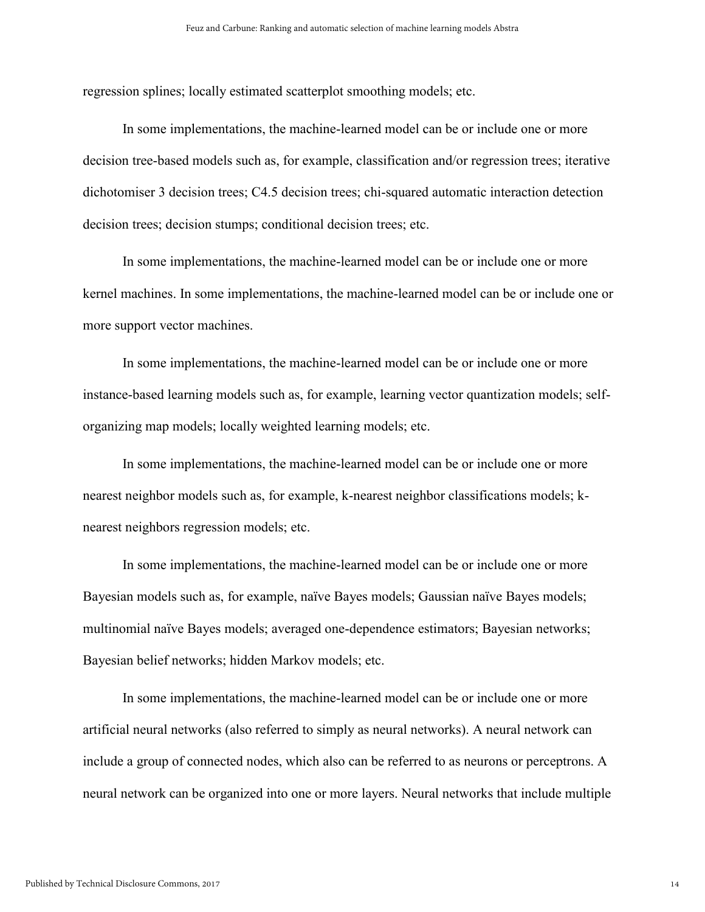regression splines; locally estimated scatterplot smoothing models; etc.

In some implementations, the machine-learned model can be or include one or more decision tree-based models such as, for example, classification and/or regression trees; iterative dichotomiser 3 decision trees; C4.5 decision trees; chi-squared automatic interaction detection decision trees; decision stumps; conditional decision trees; etc.

In some implementations, the machine-learned model can be or include one or more kernel machines. In some implementations, the machine-learned model can be or include one or more support vector machines.

In some implementations, the machine-learned model can be or include one or more instance-based learning models such as, for example, learning vector quantization models; self-organizing map models; locally weighted learning models; etc.

In some implementations, the machine-learned model can be or include one or more nearest neighbor models such as, for example, k-nearest neighbor classifications models; k-nearest neighbors regression models; etc.

In some implementations, the machine-learned model can be or include one or more Bayesian models such as, for example, naïve Bayes models; Gaussian naïve Bayes models; multinomial naïve Bayes models; averaged one-dependence estimators; Bayesian networks; Bayesian belief networks; hidden Markov models; etc.

In some implementations, the machine-learned model can be or include one or more artificial neural networks (also referred to simply as neural networks). A neural network can include a group of connected nodes, which also can be referred to as neurons or perceptrons. A neural network can be organized into one or more layers. Neural networks that include multiple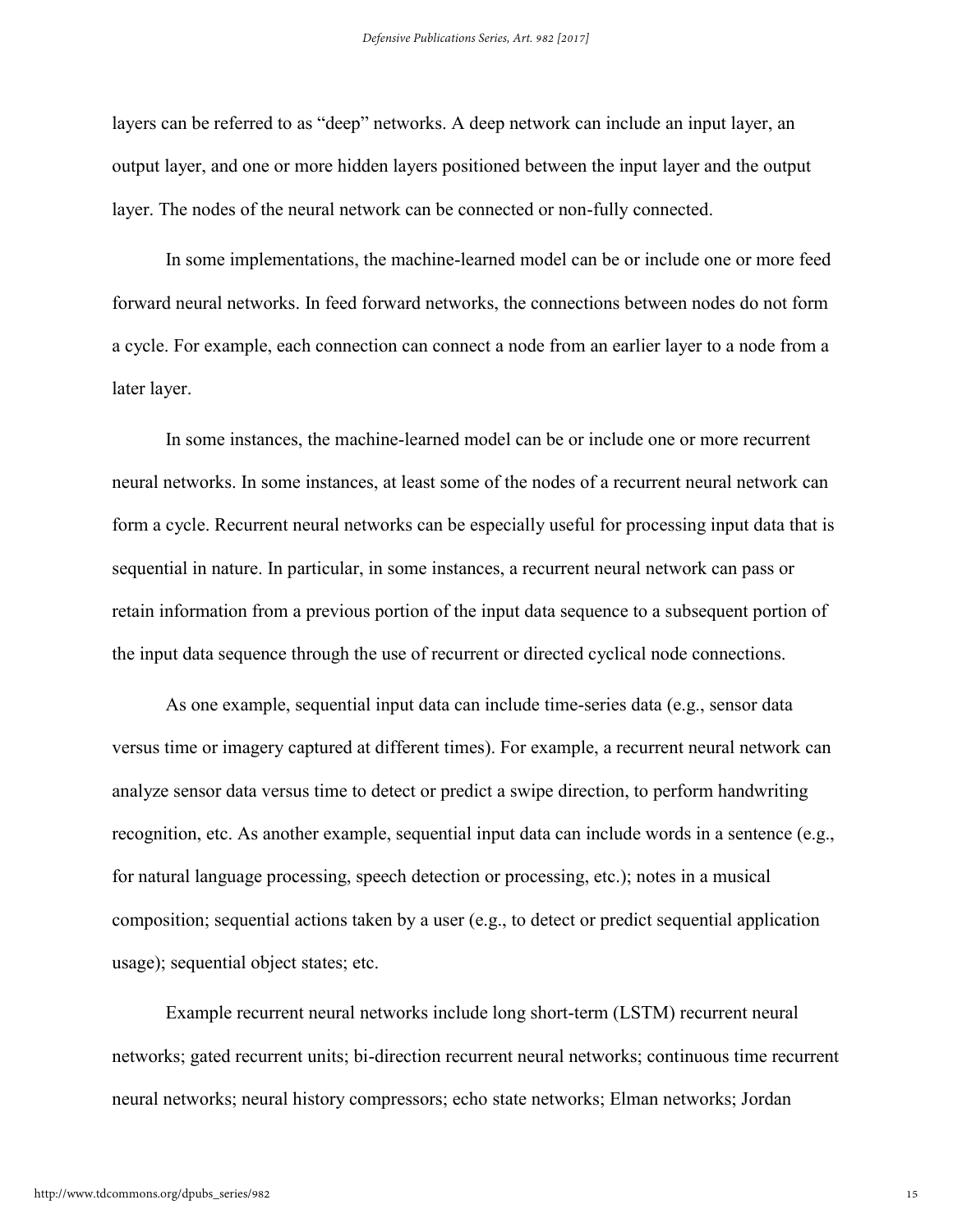layers can be referred to as “deep” networks. A deep network can include an input layer, an output layer, and one or more hidden layers positioned between the input layer and the output layer. The nodes of the neural network can be connected or non-fully connected.

In some implementations, the machine-learned model can be or include one or more feed forward neural networks. In feed forward networks, the connections between nodes do not form a cycle. For example, each connection can connect a node from an earlier layer to a node from a later layer.

In some instances, the machine-learned model can be or include one or more recurrent neural networks. In some instances, at least some of the nodes of a recurrent neural network can form a cycle. Recurrent neural networks can be especially useful for processing input data that is sequential in nature. In particular, in some instances, a recurrent neural network can pass or retain information from a previous portion of the input data sequence to a subsequent portion of the input data sequence through the use of recurrent or directed cyclical node connections.

As one example, sequential input data can include time-series data (e.g., sensor data versus time or imagery captured at different times). For example, a recurrent neural network can analyze sensor data versus time to detect or predict a swipe direction, to perform handwriting recognition, etc. As another example, sequential input data can include words in a sentence (e.g., for natural language processing, speech detection or processing, etc.); notes in a musical composition; sequential actions taken by a user (e.g., to detect or predict sequential application usage); sequential object states; etc.

Example recurrent neural networks include long short-term (LSTM) recurrent neural networks; gated recurrent units; bi-direction recurrent neural networks; continuous time recurrent neural networks; neural history compressors; echo state networks; Elman networks; Jordan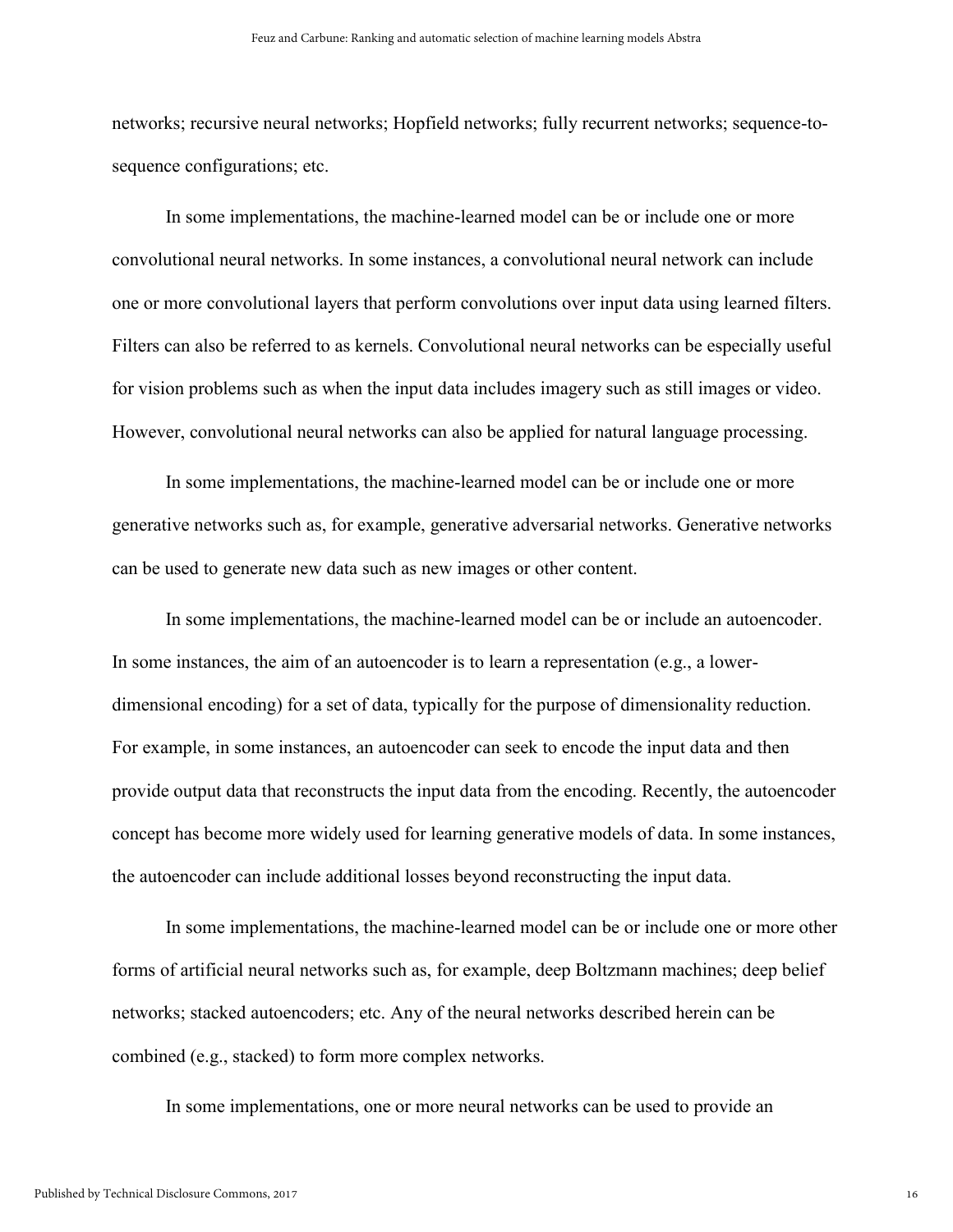networks; recursive neural networks; Hopfield networks; fully recurrent networks; sequence-to-sequence configurations; etc.

In some implementations, the machine-learned model can be or include one or more convolutional neural networks. In some instances, a convolutional neural network can include one or more convolutional layers that perform convolutions over input data using learned filters. Filters can also be referred to as kernels. Convolutional neural networks can be especially useful for vision problems such as when the input data includes imagery such as still images or video. However, convolutional neural networks can also be applied for natural language processing.

In some implementations, the machine-learned model can be or include one or more generative networks such as, for example, generative adversarial networks. Generative networks can be used to generate new data such as new images or other content.

In some implementations, the machine-learned model can be or include an autoencoder. In some instances, the aim of an autoencoder is to learn a representation (e.g., a lower-dimensional encoding) for a set of data, typically for the purpose of dimensionality reduction. For example, in some instances, an autoencoder can seek to encode the input data and then provide output data that reconstructs the input data from the encoding. Recently, the autoencoder concept has become more widely used for learning generative models of data. In some instances, the autoencoder can include additional losses beyond reconstructing the input data.

In some implementations, the machine-learned model can be or include one or more other forms of artificial neural networks such as, for example, deep Boltzmann machines; deep belief networks; stacked autoencoders; etc. Any of the neural networks described herein can be combined (e.g., stacked) to form more complex networks.

In some implementations, one or more neural networks can be used to provide an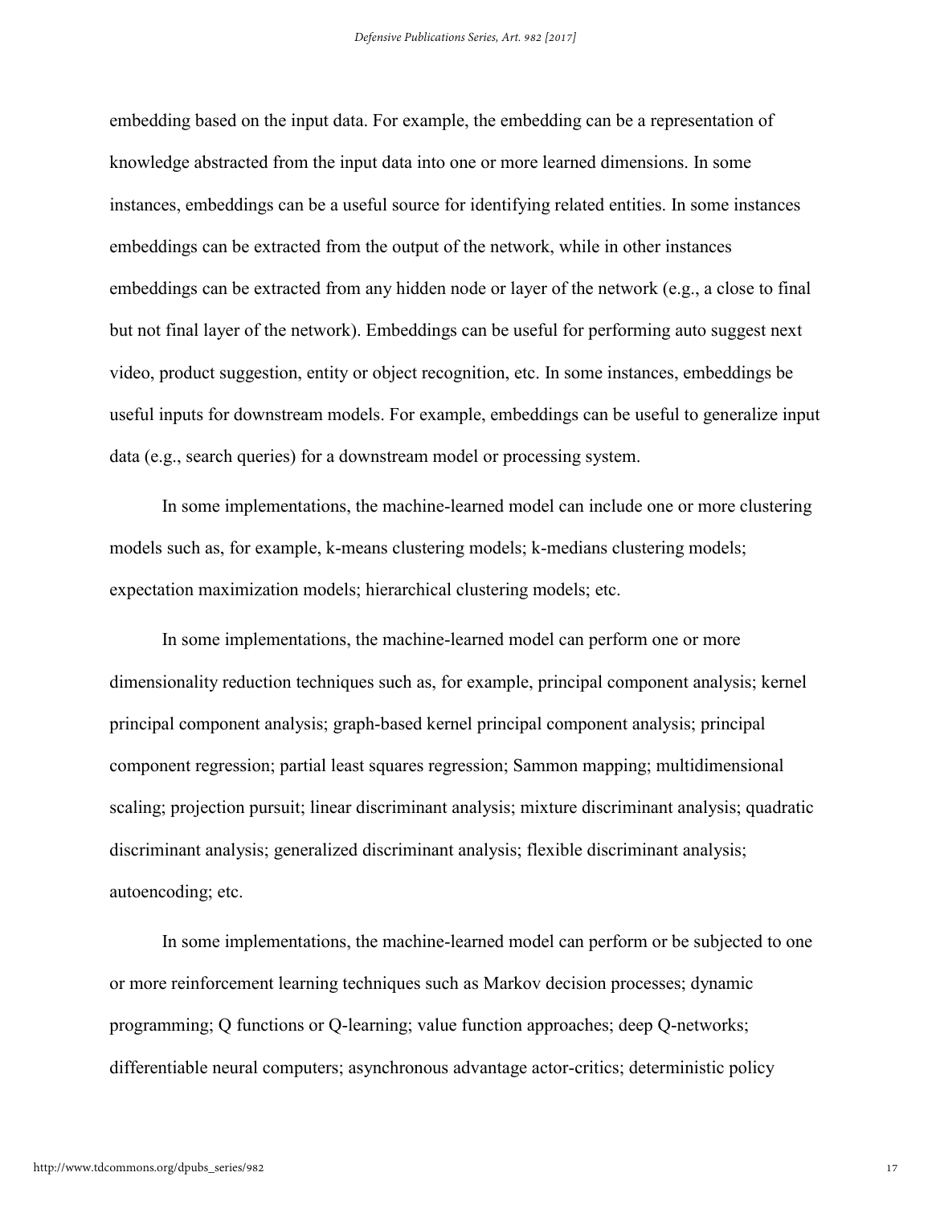embedding based on the input data. For example, the embedding can be a representation of knowledge abstracted from the input data into one or more learned dimensions. In some instances, embeddings can be a useful source for identifying related entities. In some instances embeddings can be extracted from the output of the network, while in other instances embeddings can be extracted from any hidden node or layer of the network (e.g., a close to final but not final layer of the network). Embeddings can be useful for performing auto suggest next video, product suggestion, entity or object recognition, etc. In some instances, embeddings be useful inputs for downstream models. For example, embeddings can be useful to generalize input data (e.g., search queries) for a downstream model or processing system.

In some implementations, the machine-learned model can include one or more clustering models such as, for example, k-means clustering models; k-medians clustering models; expectation maximization models; hierarchical clustering models; etc.

In some implementations, the machine-learned model can perform one or more dimensionality reduction techniques such as, for example, principal component analysis; kernel principal component analysis; graph-based kernel principal component analysis; principal component regression; partial least squares regression; Sammon mapping; multidimensional scaling; projection pursuit; linear discriminant analysis; mixture discriminant analysis; quadratic discriminant analysis; generalized discriminant analysis; flexible discriminant analysis; autoencoding; etc.

In some implementations, the machine-learned model can perform or be subjected to one or more reinforcement learning techniques such as Markov decision processes; dynamic programming; Q functions or Q-learning; value function approaches; deep Q-networks; differentiable neural computers; asynchronous advantage actor-critics; deterministic policy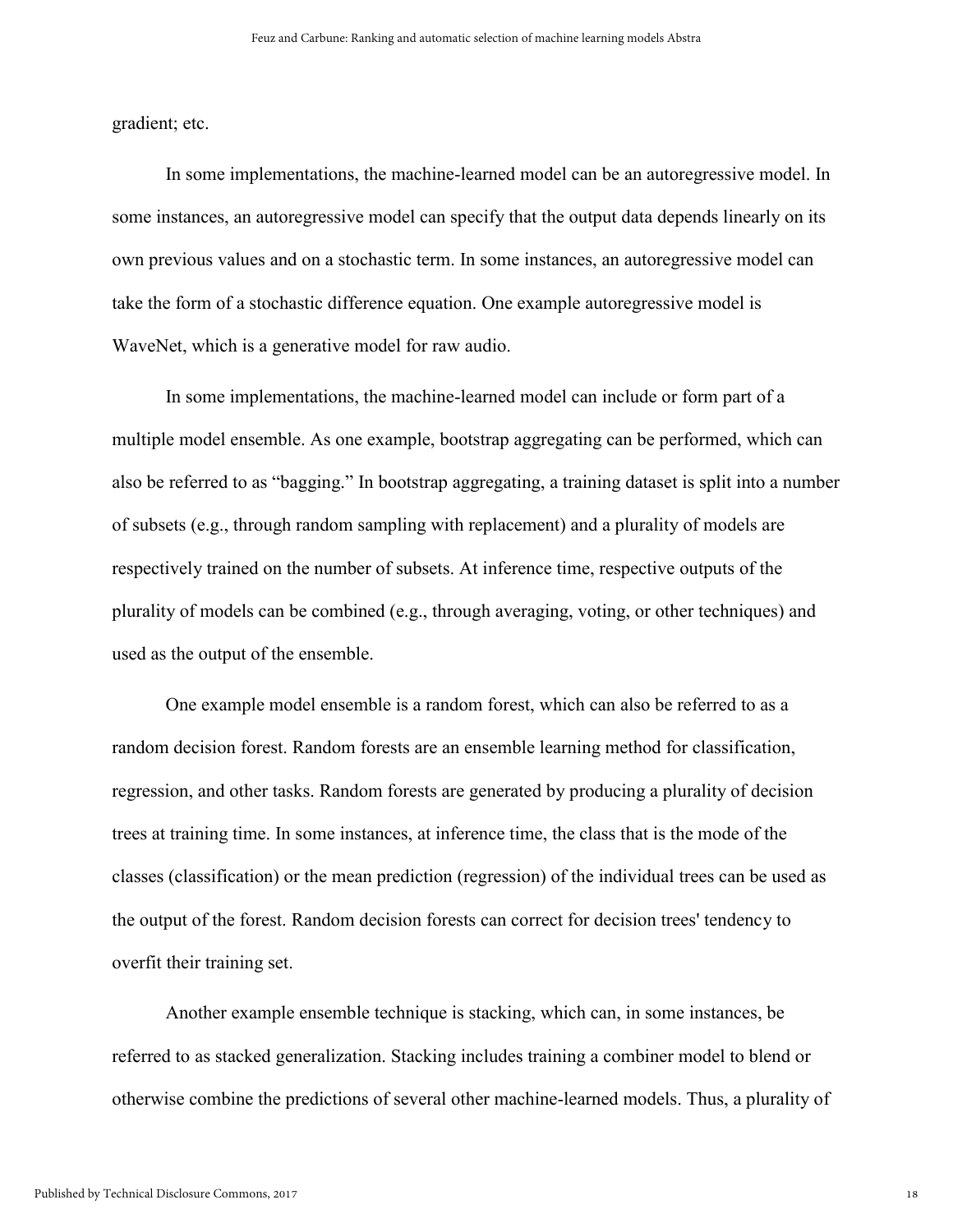gradient; etc.

In some implementations, the machine-learned model can be an autoregressive model. In some instances, an autoregressive model can specify that the output data depends linearly on its own previous values and on a stochastic term. In some instances, an autoregressive model can take the form of a stochastic difference equation. One example autoregressive model is WaveNet, which is a generative model for raw audio.

In some implementations, the machine-learned model can include or form part of a multiple model ensemble. As one example, bootstrap aggregating can be performed, which can also be referred to as "bagging." In bootstrap aggregating, a training dataset is split into a number of subsets (e.g., through random sampling with replacement) and a plurality of models are respectively trained on the number of subsets. At inference time, respective outputs of the plurality of models can be combined (e.g., through averaging, voting, or other techniques) and used as the output of the ensemble.

One example model ensemble is a random forest, which can also be referred to as a random decision forest. Random forests are an ensemble learning method for classification, regression, and other tasks. Random forests are generated by producing a plurality of decision trees at training time. In some instances, at inference time, the class that is the mode of the classes (classification) or the mean prediction (regression) of the individual trees can be used as the output of the forest. Random decision forests can correct for decision trees' tendency to overfit their training set.

Another example ensemble technique is stacking, which can, in some instances, be referred to as stacked generalization. Stacking includes training a combiner model to blend or otherwise combine the predictions of several other machine-learned models. Thus, a plurality of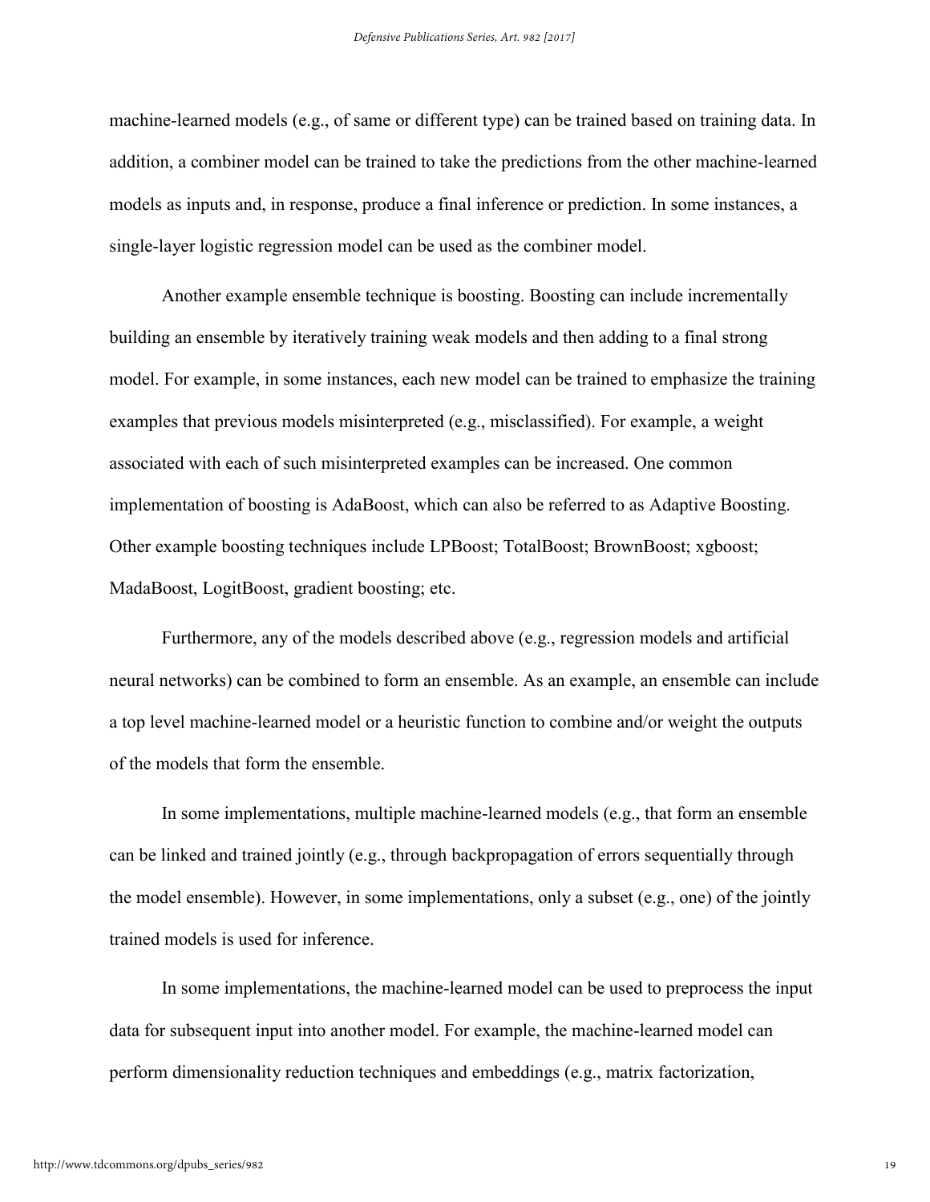machine-learned models (e.g., of same or different type) can be trained based on training data. In addition, a combiner model can be trained to take the predictions from the other machine-learned models as inputs and, in response, produce a final inference or prediction. In some instances, a single-layer logistic regression model can be used as the combiner model.

Another example ensemble technique is boosting. Boosting can include incrementally building an ensemble by iteratively training weak models and then adding to a final strong model. For example, in some instances, each new model can be trained to emphasize the training examples that previous models misinterpreted (e.g., misclassified). For example, a weight associated with each of such misinterpreted examples can be increased. One common implementation of boosting is AdaBoost, which can also be referred to as Adaptive Boosting. Other example boosting techniques include LPBoost; TotalBoost; BrownBoost; xgboost; MadaBoost, LogitBoost, gradient boosting; etc.

Furthermore, any of the models described above (e.g., regression models and artificial neural networks) can be combined to form an ensemble. As an example, an ensemble can include a top level machine-learned model or a heuristic function to combine and/or weight the outputs of the models that form the ensemble.

In some implementations, multiple machine-learned models (e.g., that form an ensemble can be linked and trained jointly (e.g., through backpropagation of errors sequentially through the model ensemble). However, in some implementations, only a subset (e.g., one) of the jointly trained models is used for inference.

In some implementations, the machine-learned model can be used to preprocess the input data for subsequent input into another model. For example, the machine-learned model can perform dimensionality reduction techniques and embeddings (e.g., matrix factorization,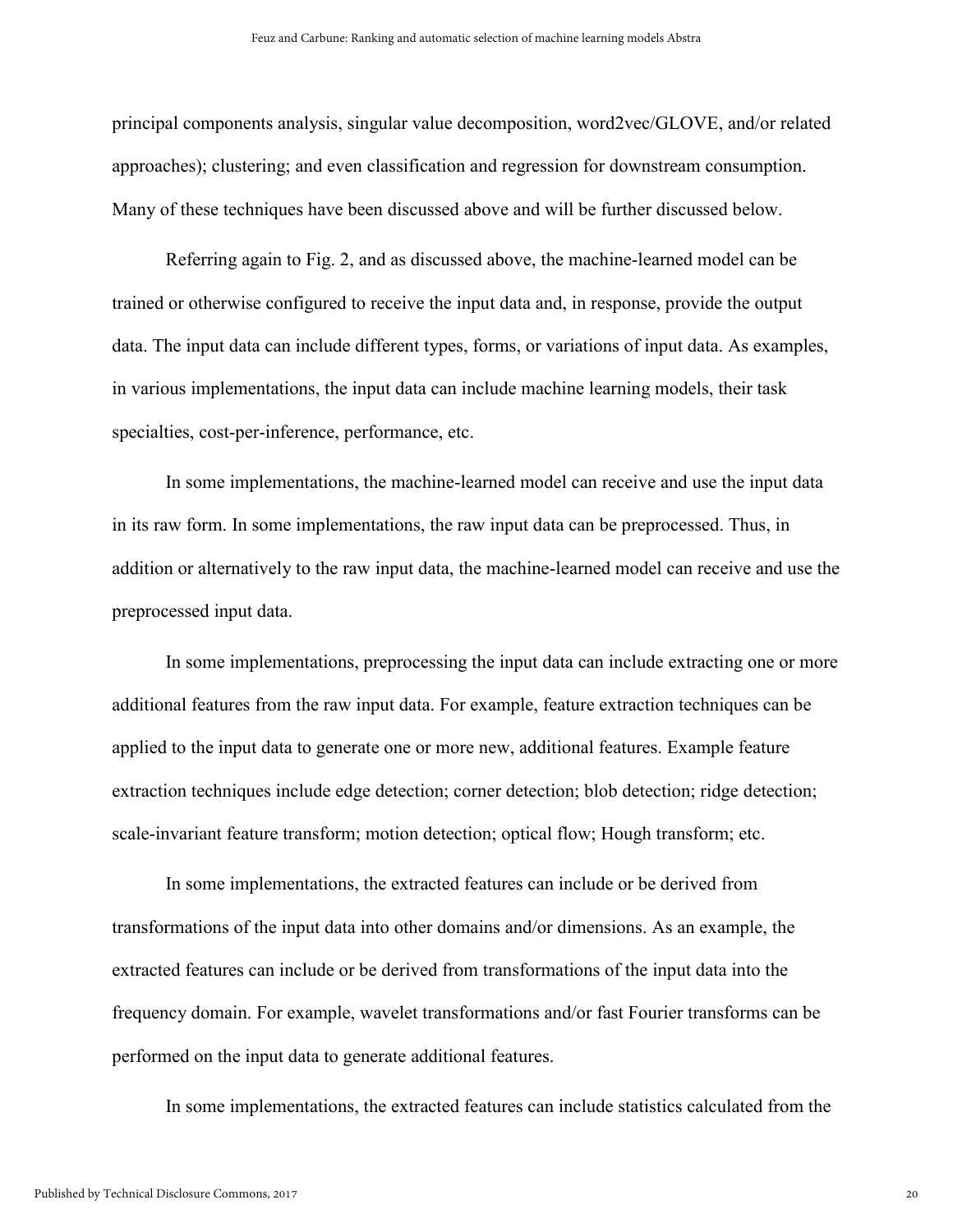principal components analysis, singular value decomposition, word2vec/GLOVE, and/or related approaches); clustering; and even classification and regression for downstream consumption. Many of these techniques have been discussed above and will be further discussed below.

Referring again to Fig. 2, and as discussed above, the machine-learned model can be trained or otherwise configured to receive the input data and, in response, provide the output data. The input data can include different types, forms, or variations of input data. As examples, in various implementations, the input data can include machine learning models, their task specialties, cost-per-inference, performance, etc.

In some implementations, the machine-learned model can receive and use the input data in its raw form. In some implementations, the raw input data can be preprocessed. Thus, in addition or alternatively to the raw input data, the machine-learned model can receive and use the preprocessed input data.

In some implementations, preprocessing the input data can include extracting one or more additional features from the raw input data. For example, feature extraction techniques can be applied to the input data to generate one or more new, additional features. Example feature extraction techniques include edge detection; corner detection; blob detection; ridge detection; scale-invariant feature transform; motion detection; optical flow; Hough transform; etc.

In some implementations, the extracted features can include or be derived from transformations of the input data into other domains and/or dimensions. As an example, the extracted features can include or be derived from transformations of the input data into the frequency domain. For example, wavelet transformations and/or fast Fourier transforms can be performed on the input data to generate additional features.

In some implementations, the extracted features can include statistics calculated from the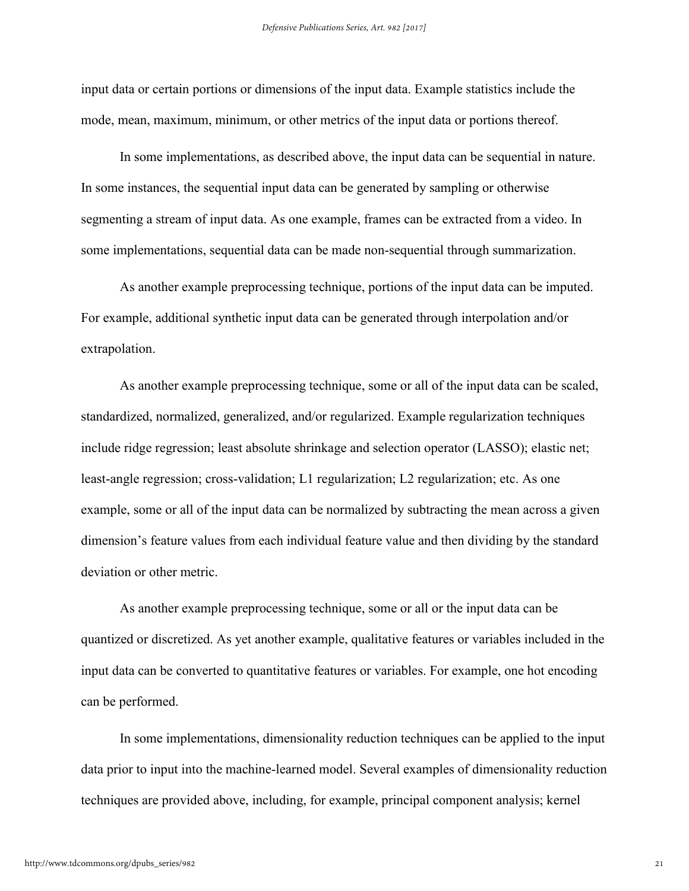input data or certain portions or dimensions of the input data. Example statistics include the mode, mean, maximum, minimum, or other metrics of the input data or portions thereof.

In some implementations, as described above, the input data can be sequential in nature. In some instances, the sequential input data can be generated by sampling or otherwise segmenting a stream of input data. As one example, frames can be extracted from a video. In some implementations, sequential data can be made non-sequential through summarization.

As another example preprocessing technique, portions of the input data can be imputed. For example, additional synthetic input data can be generated through interpolation and/or extrapolation.

As another example preprocessing technique, some or all of the input data can be scaled, standardized, normalized, generalized, and/or regularized. Example regularization techniques include ridge regression; least absolute shrinkage and selection operator (LASSO); elastic net; least-angle regression; cross-validation; L1 regularization; L2 regularization; etc. As one example, some or all of the input data can be normalized by subtracting the mean across a given dimension's feature values from each individual feature value and then dividing by the standard deviation or other metric.

As another example preprocessing technique, some or all or the input data can be quantized or discretized. As yet another example, qualitative features or variables included in the input data can be converted to quantitative features or variables. For example, one hot encoding can be performed.

In some implementations, dimensionality reduction techniques can be applied to the input data prior to input into the machine-learned model. Several examples of dimensionality reduction techniques are provided above, including, for example, principal component analysis; kernel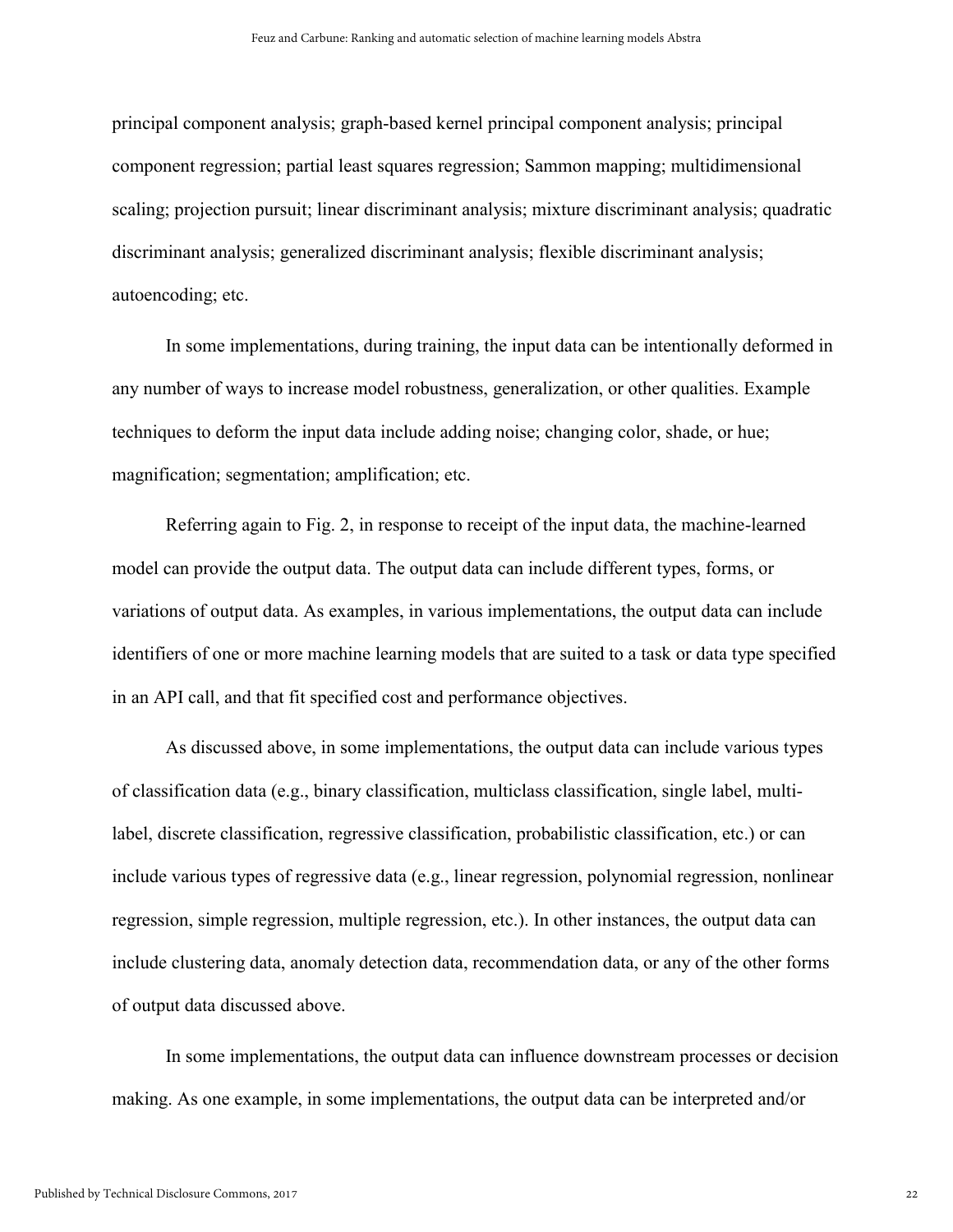principal component analysis; graph-based kernel principal component analysis; principal component regression; partial least squares regression; Sammon mapping; multidimensional scaling; projection pursuit; linear discriminant analysis; mixture discriminant analysis; quadratic discriminant analysis; generalized discriminant analysis; flexible discriminant analysis; autoencoding; etc.

In some implementations, during training, the input data can be intentionally deformed in any number of ways to increase model robustness, generalization, or other qualities. Example techniques to deform the input data include adding noise; changing color, shade, or hue; magnification; segmentation; amplification; etc.

Referring again to Fig. 2, in response to receipt of the input data, the machine-learned model can provide the output data. The output data can include different types, forms, or variations of output data. As examples, in various implementations, the output data can include identifiers of one or more machine learning models that are suited to a task or data type specified in an API call, and that fit specified cost and performance objectives.

As discussed above, in some implementations, the output data can include various types of classification data (e.g., binary classification, multiclass classification, single label, multi-label, discrete classification, regressive classification, probabilistic classification, etc.) or can include various types of regressive data (e.g., linear regression, polynomial regression, nonlinear regression, simple regression, multiple regression, etc.). In other instances, the output data can include clustering data, anomaly detection data, recommendation data, or any of the other forms of output data discussed above.

In some implementations, the output data can influence downstream processes or decision making. As one example, in some implementations, the output data can be interpreted and/or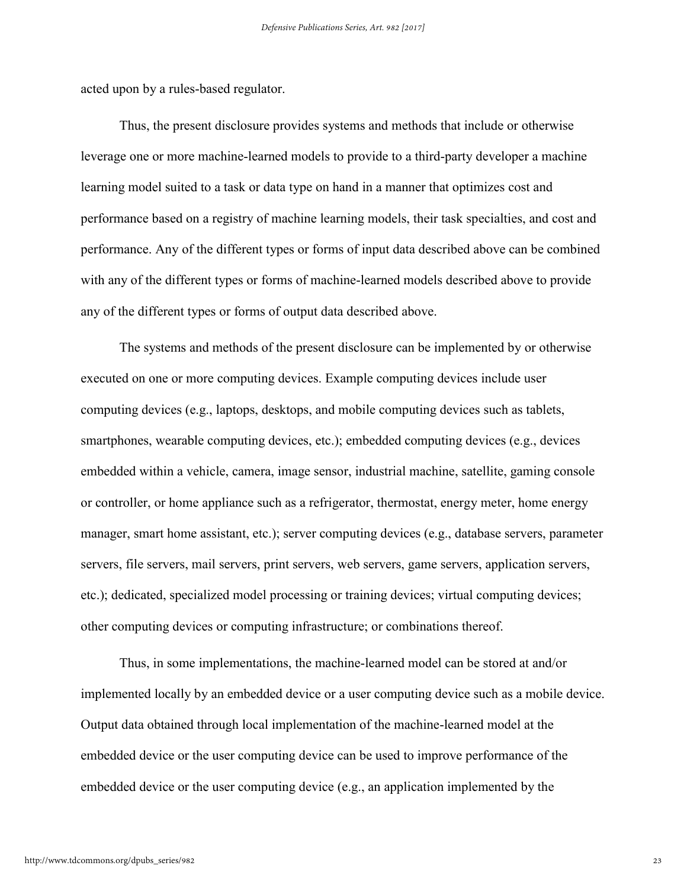acted upon by a rules-based regulator.

Thus, the present disclosure provides systems and methods that include or otherwise leverage one or more machine-learned models to provide to a third-party developer a machine learning model suited to a task or data type on hand in a manner that optimizes cost and performance based on a registry of machine learning models, their task specialties, and cost and performance. Any of the different types or forms of input data described above can be combined with any of the different types or forms of machine-learned models described above to provide any of the different types or forms of output data described above.

The systems and methods of the present disclosure can be implemented by or otherwise executed on one or more computing devices. Example computing devices include user computing devices (e.g., laptops, desktops, and mobile computing devices such as tablets, smartphones, wearable computing devices, etc.); embedded computing devices (e.g., devices embedded within a vehicle, camera, image sensor, industrial machine, satellite, gaming console or controller, or home appliance such as a refrigerator, thermostat, energy meter, home energy manager, smart home assistant, etc.); server computing devices (e.g., database servers, parameter servers, file servers, mail servers, print servers, web servers, game servers, application servers, etc.); dedicated, specialized model processing or training devices; virtual computing devices; other computing devices or computing infrastructure; or combinations thereof.

Thus, in some implementations, the machine-learned model can be stored at and/or implemented locally by an embedded device or a user computing device such as a mobile device. Output data obtained through local implementation of the machine-learned model at the embedded device or the user computing device can be used to improve performance of the embedded device or the user computing device (e.g., an application implemented by the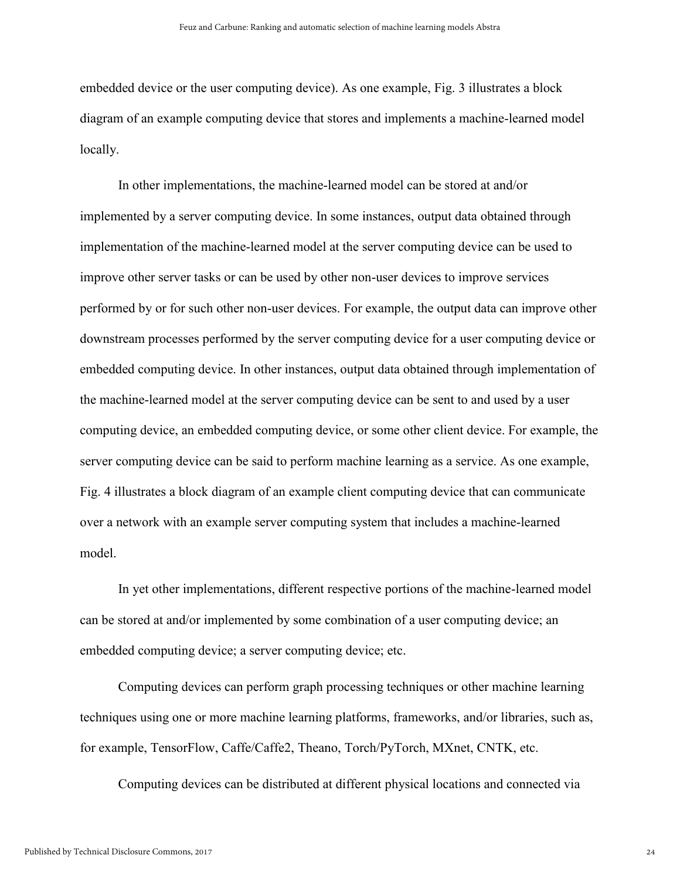embedded device or the user computing device). As one example, Fig. 3 illustrates a block diagram of an example computing device that stores and implements a machine-learned model locally.

In other implementations, the machine-learned model can be stored at and/or implemented by a server computing device. In some instances, output data obtained through implementation of the machine-learned model at the server computing device can be used to improve other server tasks or can be used by other non-user devices to improve services performed by or for such other non-user devices. For example, the output data can improve other downstream processes performed by the server computing device for a user computing device or embedded computing device. In other instances, output data obtained through implementation of the machine-learned model at the server computing device can be sent to and used by a user computing device, an embedded computing device, or some other client device. For example, the server computing device can be said to perform machine learning as a service. As one example, Fig. 4 illustrates a block diagram of an example client computing device that can communicate over a network with an example server computing system that includes a machine-learned model.

In yet other implementations, different respective portions of the machine-learned model can be stored at and/or implemented by some combination of a user computing device; an embedded computing device; a server computing device; etc.

Computing devices can perform graph processing techniques or other machine learning techniques using one or more machine learning platforms, frameworks, and/or libraries, such as, for example, TensorFlow, Caffe/Caffe2, Theano, Torch/PyTorch, MXnet, CNTK, etc.

Computing devices can be distributed at different physical locations and connected via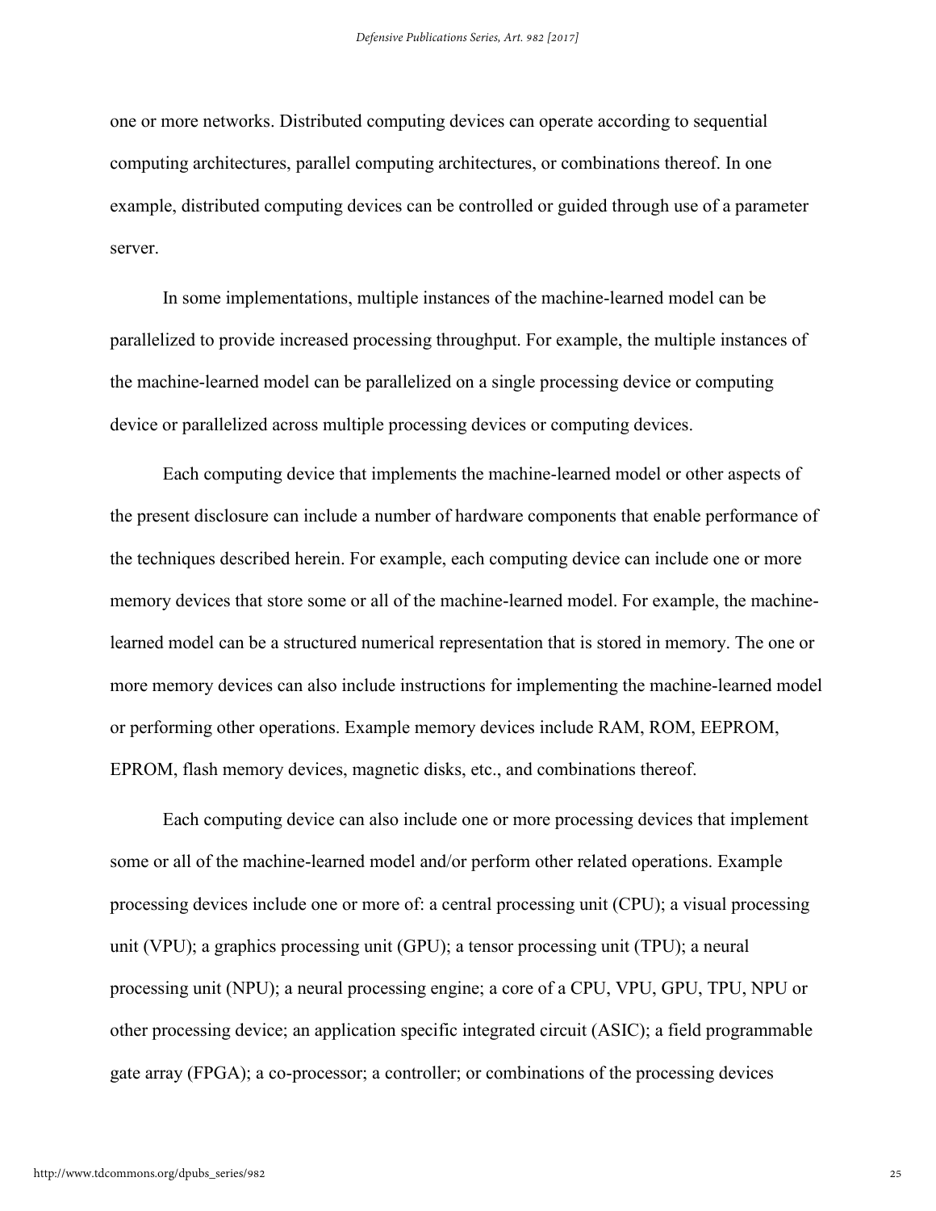one or more networks. Distributed computing devices can operate according to sequential computing architectures, parallel computing architectures, or combinations thereof. In one example, distributed computing devices can be controlled or guided through use of a parameter server.

In some implementations, multiple instances of the machine-learned model can be parallelized to provide increased processing throughput. For example, the multiple instances of the machine-learned model can be parallelized on a single processing device or computing device or parallelized across multiple processing devices or computing devices.

Each computing device that implements the machine-learned model or other aspects of the present disclosure can include a number of hardware components that enable performance of the techniques described herein. For example, each computing device can include one or more memory devices that store some or all of the machine-learned model. For example, the machine-learned model can be a structured numerical representation that is stored in memory. The one or more memory devices can also include instructions for implementing the machine-learned model or performing other operations. Example memory devices include RAM, ROM, EEPROM, EPROM, flash memory devices, magnetic disks, etc., and combinations thereof.

Each computing device can also include one or more processing devices that implement some or all of the machine-learned model and/or perform other related operations. Example processing devices include one or more of: a central processing unit (CPU); a visual processing unit (VPU); a graphics processing unit (GPU); a tensor processing unit (TPU); a neural processing unit (NPU); a neural processing engine; a core of a CPU, VPU, GPU, TPU, NPU or other processing device; an application specific integrated circuit (ASIC); a field programmable gate array (FPGA); a co-processor; a controller; or combinations of the processing devices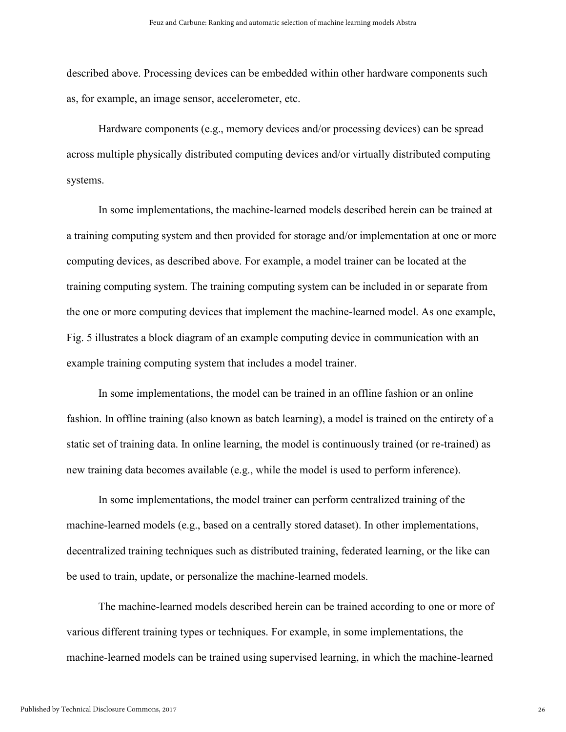described above. Processing devices can be embedded within other hardware components such as, for example, an image sensor, accelerometer, etc.

Hardware components (e.g., memory devices and/or processing devices) can be spread across multiple physically distributed computing devices and/or virtually distributed computing systems.

In some implementations, the machine-learned models described herein can be trained at a training computing system and then provided for storage and/or implementation at one or more computing devices, as described above. For example, a model trainer can be located at the training computing system. The training computing system can be included in or separate from the one or more computing devices that implement the machine-learned model. As one example, Fig. 5 illustrates a block diagram of an example computing device in communication with an example training computing system that includes a model trainer.

In some implementations, the model can be trained in an offline fashion or an online fashion. In offline training (also known as batch learning), a model is trained on the entirety of a static set of training data. In online learning, the model is continuously trained (or re-trained) as new training data becomes available (e.g., while the model is used to perform inference).

In some implementations, the model trainer can perform centralized training of the machine-learned models (e.g., based on a centrally stored dataset). In other implementations, decentralized training techniques such as distributed training, federated learning, or the like can be used to train, update, or personalize the machine-learned models.

The machine-learned models described herein can be trained according to one or more of various different training types or techniques. For example, in some implementations, the machine-learned models can be trained using supervised learning, in which the machine-learned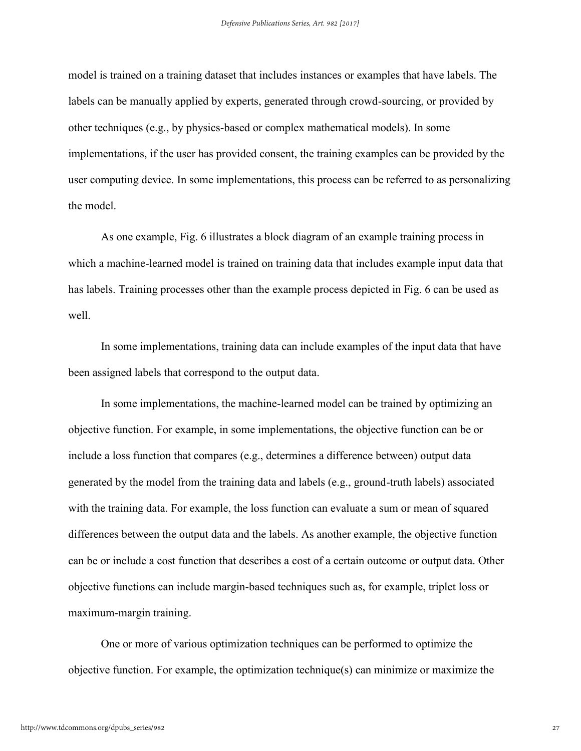model is trained on a training dataset that includes instances or examples that have labels. The labels can be manually applied by experts, generated through crowd-sourcing, or provided by other techniques (e.g., by physics-based or complex mathematical models). In some implementations, if the user has provided consent, the training examples can be provided by the user computing device. In some implementations, this process can be referred to as personalizing the model.

As one example, Fig. 6 illustrates a block diagram of an example training process in which a machine-learned model is trained on training data that includes example input data that has labels. Training processes other than the example process depicted in Fig. 6 can be used as well.

In some implementations, training data can include examples of the input data that have been assigned labels that correspond to the output data.

In some implementations, the machine-learned model can be trained by optimizing an objective function. For example, in some implementations, the objective function can be or include a loss function that compares (e.g., determines a difference between) output data generated by the model from the training data and labels (e.g., ground-truth labels) associated with the training data. For example, the loss function can evaluate a sum or mean of squared differences between the output data and the labels. As another example, the objective function can be or include a cost function that describes a cost of a certain outcome or output data. Other objective functions can include margin-based techniques such as, for example, triplet loss or maximum-margin training.

One or more of various optimization techniques can be performed to optimize the objective function. For example, the optimization technique(s) can minimize or maximize the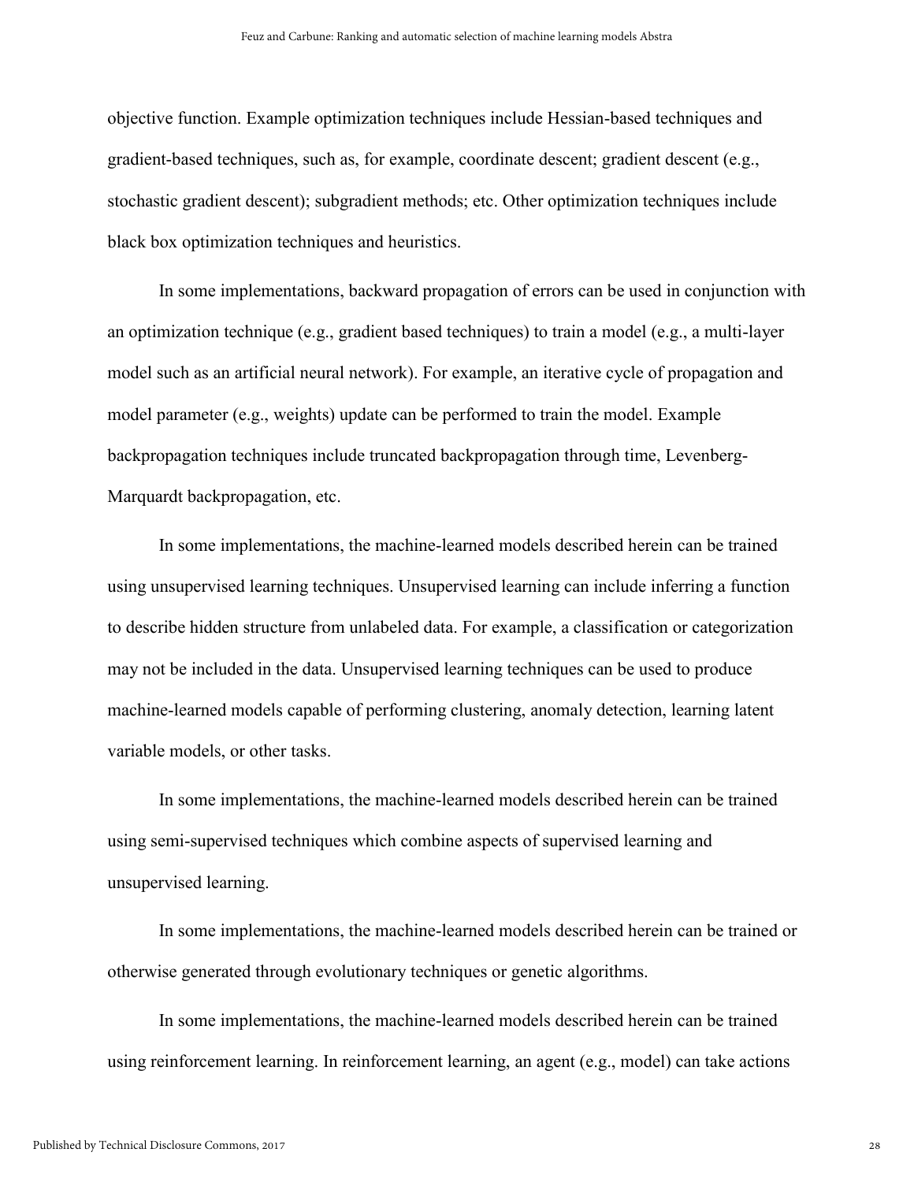objective function. Example optimization techniques include Hessian-based techniques and gradient-based techniques, such as, for example, coordinate descent; gradient descent (e.g., stochastic gradient descent); subgradient methods; etc. Other optimization techniques include black box optimization techniques and heuristics.

In some implementations, backward propagation of errors can be used in conjunction with an optimization technique (e.g., gradient based techniques) to train a model (e.g., a multi-layer model such as an artificial neural network). For example, an iterative cycle of propagation and model parameter (e.g., weights) update can be performed to train the model. Example backpropagation techniques include truncated backpropagation through time, Levenberg-Marquardt backpropagation, etc.

In some implementations, the machine-learned models described herein can be trained using unsupervised learning techniques. Unsupervised learning can include inferring a function to describe hidden structure from unlabeled data. For example, a classification or categorization may not be included in the data. Unsupervised learning techniques can be used to produce machine-learned models capable of performing clustering, anomaly detection, learning latent variable models, or other tasks.

In some implementations, the machine-learned models described herein can be trained using semi-supervised techniques which combine aspects of supervised learning and unsupervised learning.

In some implementations, the machine-learned models described herein can be trained or otherwise generated through evolutionary techniques or genetic algorithms.

In some implementations, the machine-learned models described herein can be trained using reinforcement learning. In reinforcement learning, an agent (e.g., model) can take actions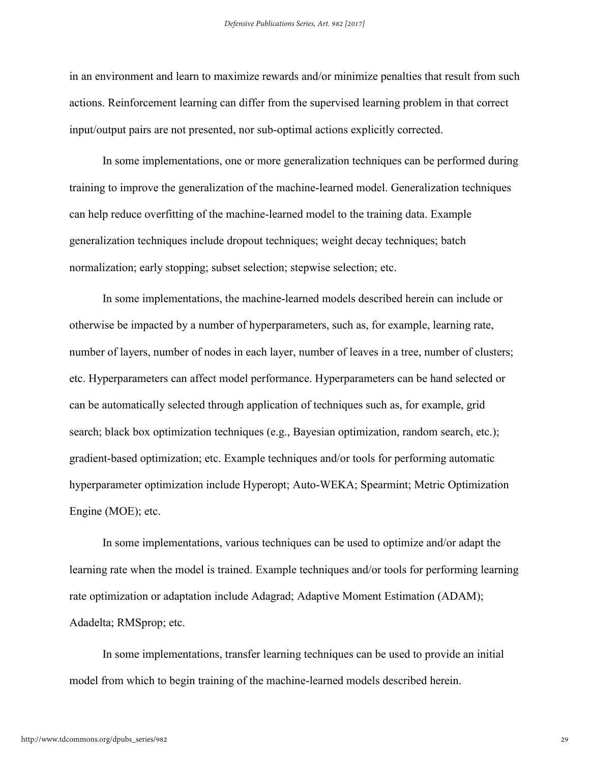in an environment and learn to maximize rewards and/or minimize penalties that result from such actions. Reinforcement learning can differ from the supervised learning problem in that correct input/output pairs are not presented, nor sub-optimal actions explicitly corrected.

In some implementations, one or more generalization techniques can be performed during training to improve the generalization of the machine-learned model. Generalization techniques can help reduce overfitting of the machine-learned model to the training data. Example generalization techniques include dropout techniques; weight decay techniques; batch normalization; early stopping; subset selection; stepwise selection; etc.

In some implementations, the machine-learned models described herein can include or otherwise be impacted by a number of hyperparameters, such as, for example, learning rate, number of layers, number of nodes in each layer, number of leaves in a tree, number of clusters; etc. Hyperparameters can affect model performance. Hyperparameters can be hand selected or can be automatically selected through application of techniques such as, for example, grid search; black box optimization techniques (e.g., Bayesian optimization, random search, etc.); gradient-based optimization; etc. Example techniques and/or tools for performing automatic hyperparameter optimization include Hyperopt; Auto-WEKA; Spearmint; Metric Optimization Engine (MOE); etc.

In some implementations, various techniques can be used to optimize and/or adapt the learning rate when the model is trained. Example techniques and/or tools for performing learning rate optimization or adaptation include Adagrad; Adaptive Moment Estimation (ADAM); Adadelta; RMSprop; etc.

In some implementations, transfer learning techniques can be used to provide an initial model from which to begin training of the machine-learned models described herein.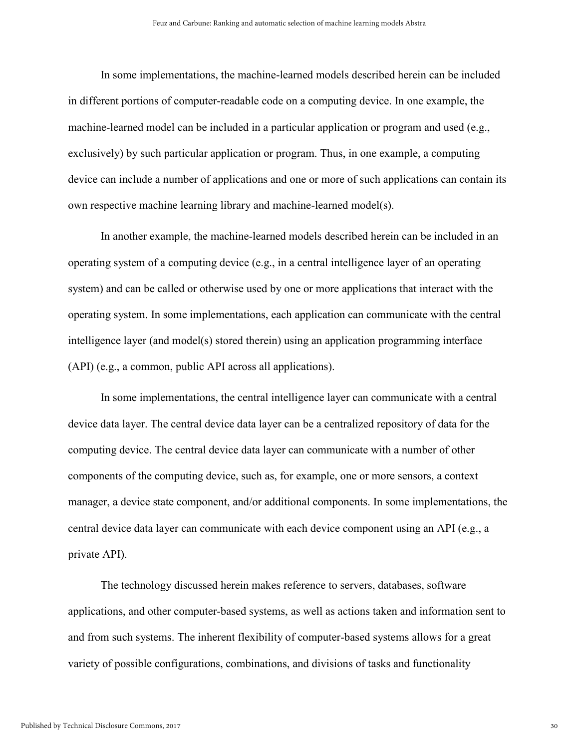In some implementations, the machine-learned models described herein can be included in different portions of computer-readable code on a computing device. In one example, the machine-learned model can be included in a particular application or program and used (e.g., exclusively) by such particular application or program. Thus, in one example, a computing device can include a number of applications and one or more of such applications can contain its own respective machine learning library and machine-learned model(s).

In another example, the machine-learned models described herein can be included in an operating system of a computing device (e.g., in a central intelligence layer of an operating system) and can be called or otherwise used by one or more applications that interact with the operating system. In some implementations, each application can communicate with the central intelligence layer (and model(s) stored therein) using an application programming interface (API) (e.g., a common, public API across all applications).

In some implementations, the central intelligence layer can communicate with a central device data layer. The central device data layer can be a centralized repository of data for the computing device. The central device data layer can communicate with a number of other components of the computing device, such as, for example, one or more sensors, a context manager, a device state component, and/or additional components. In some implementations, the central device data layer can communicate with each device component using an API (e.g., a private API).

The technology discussed herein makes reference to servers, databases, software applications, and other computer-based systems, as well as actions taken and information sent to and from such systems. The inherent flexibility of computer-based systems allows for a great variety of possible configurations, combinations, and divisions of tasks and functionality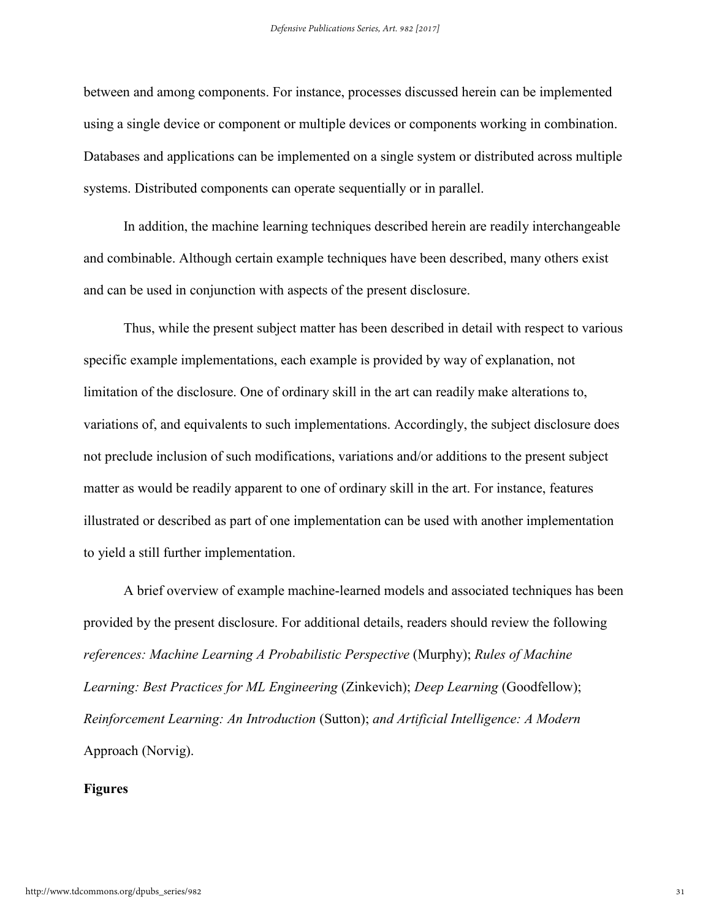between and among components. For instance, processes discussed herein can be implemented using a single device or component or multiple devices or components working in combination. Databases and applications can be implemented on a single system or distributed across multiple systems. Distributed components can operate sequentially or in parallel.

In addition, the machine learning techniques described herein are readily interchangeable and combinable. Although certain example techniques have been described, many others exist and can be used in conjunction with aspects of the present disclosure.

Thus, while the present subject matter has been described in detail with respect to various specific example implementations, each example is provided by way of explanation, not limitation of the disclosure. One of ordinary skill in the art can readily make alterations to, variations of, and equivalents to such implementations. Accordingly, the subject disclosure does not preclude inclusion of such modifications, variations and/or additions to the present subject matter as would be readily apparent to one of ordinary skill in the art. For instance, features illustrated or described as part of one implementation can be used with another implementation to yield a still further implementation.

A brief overview of example machine-learned models and associated techniques has been provided by the present disclosure. For additional details, readers should review the following *references: Machine Learning A Probabilistic Perspective* (Murphy); *Rules of Machine Learning: Best Practices for ML Engineering* (Zinkevich); *Deep Learning* (Goodfellow); *Reinforcement Learning: An Introduction* (Sutton); *and Artificial Intelligence: A Modern* Approach (Norvig).

**Figures**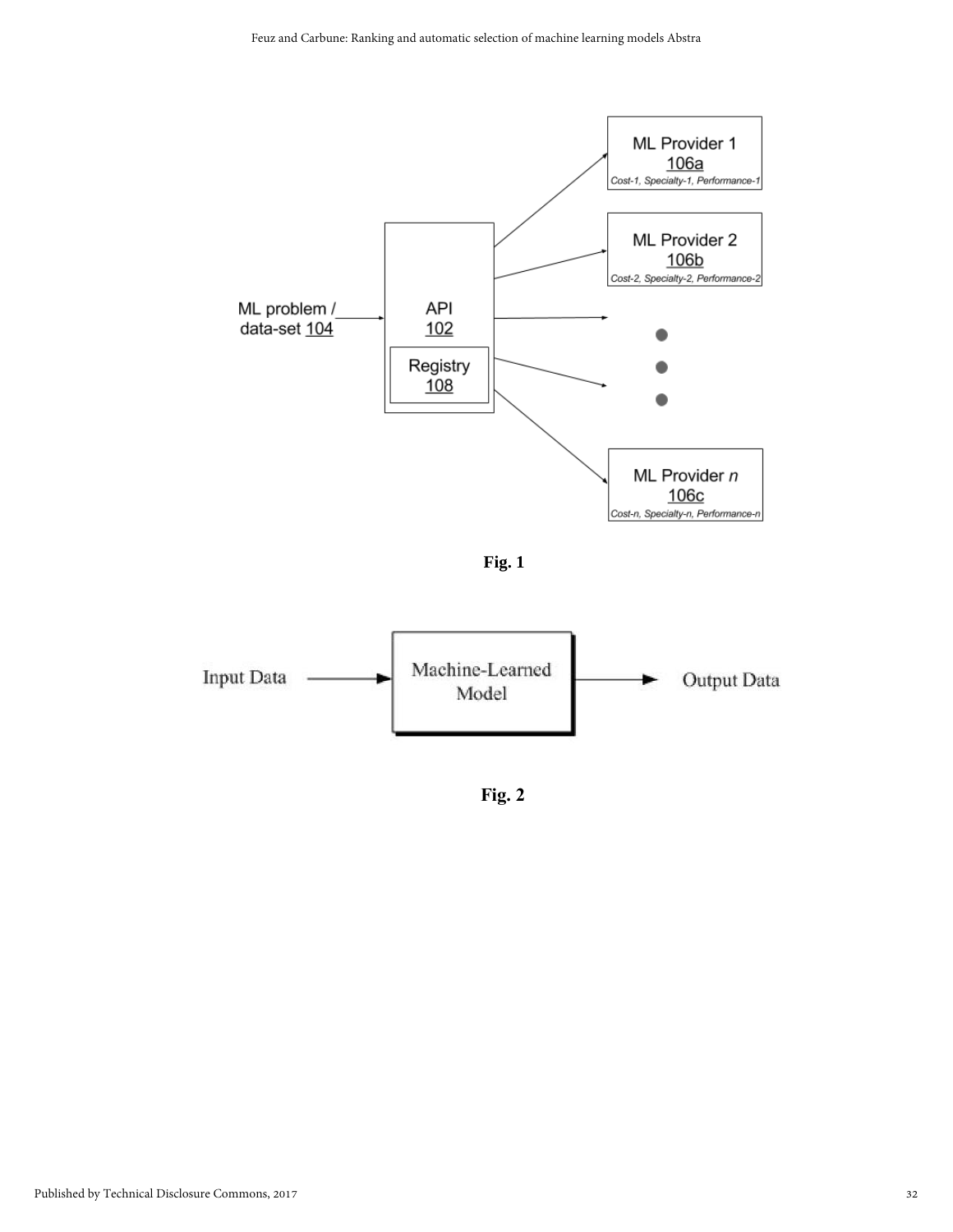ML problem / data-set 104

API 102

Registry 108

ML Provider 1 106a — Cost-1, Specialty-1, Performance-1

ML Provider 2 106b — Cost-2, Specialty-2, Performance-2

ML Provider *n* 106c — Cost-n, Specialty-n, Performance-n

**Fig. 1**

Input Data → Machine-Learned Model → Output Data

**Fig. 2**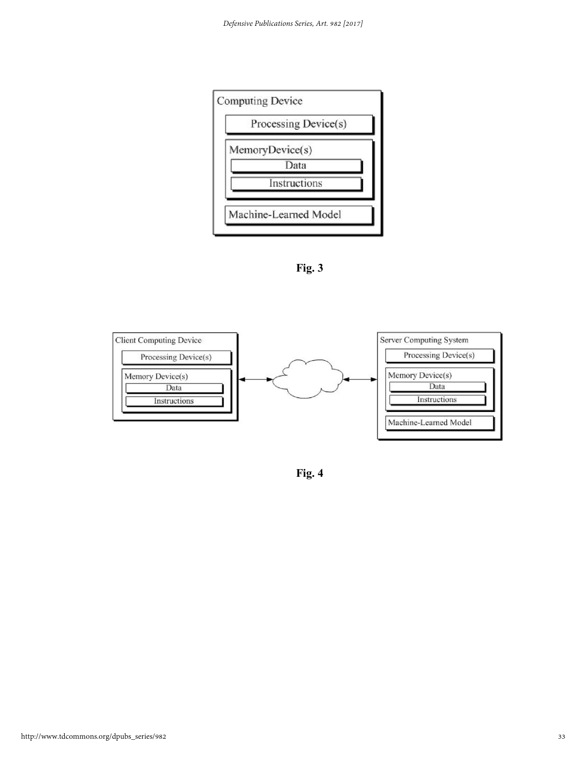Computing Device

Processing Device(s)

MemoryDevice(s)

Data

Instructions

Machine-Learned Model

**Fig. 3**

Client Computing Device

Processing Device(s)

Memory Device(s)

Data

Instructions

Server Computing System

Processing Device(s)

Memory Device(s)

Data

Instructions

Machine-Learned Model

**Fig. 4**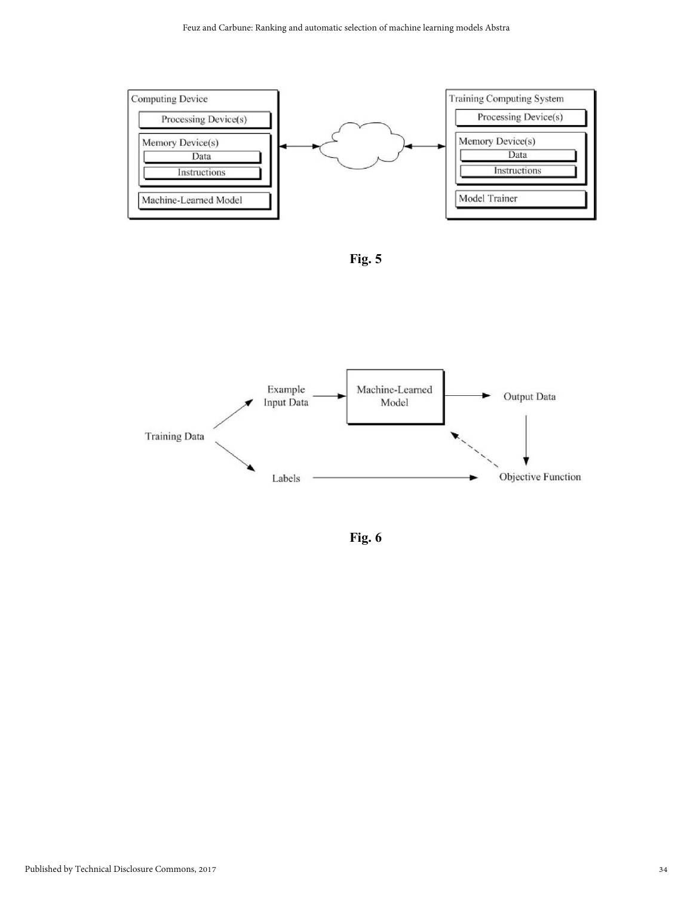Computing Device

Processing Device(s)

Memory Device(s)

Data

Instructions

Machine-Learned Model

Training Computing System

Processing Device(s)

Memory Device(s)

Data

Instructions

Model Trainer

**Fig. 5**

Training Data

Example Input Data

Labels

Machine-Learned Model

Output Data

Objective Function

**Fig. 6**